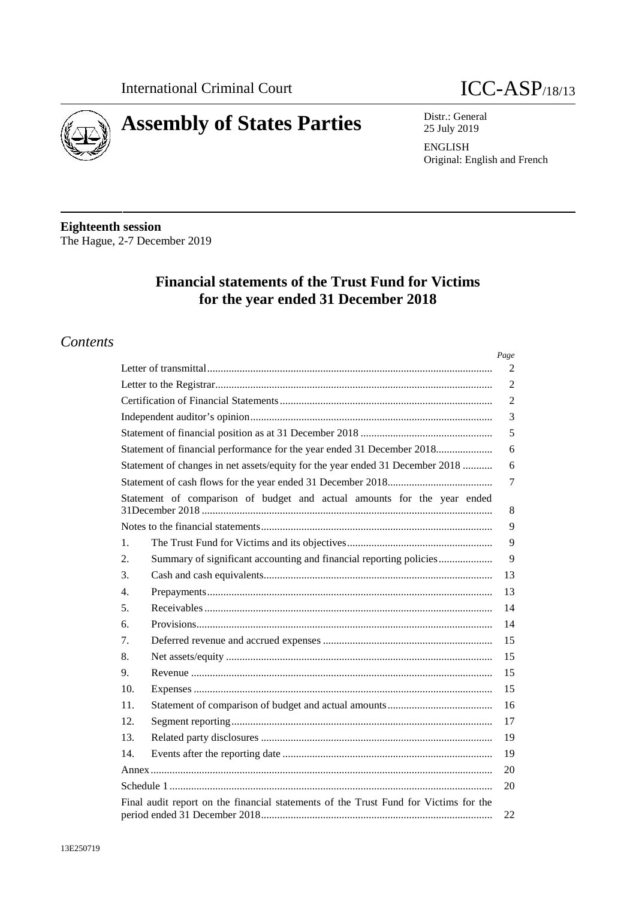International Criminal Court

# ICC-ASP/18/13

# Assembly of States Parties

Distr.: General
25 July 2019

ENGLISH
Original: English and French

**Eighteenth session**
The Hague, 2-7 December 2019

## Financial statements of the Trust Fund for Victims for the year ended 31 December 2018

## *Contents*

| | | *Page* |
|---|---|---|
| Letter of transmittal | | 2 |
| Letter to the Registrar | | 2 |
| Certification of Financial Statements | | 2 |
| Independent auditor's opinion | | 3 |
| Statement of financial position as at 31 December 2018 | | 5 |
| Statement of financial performance for the year ended 31 December 2018 | | 6 |
| Statement of changes in net assets/equity for the year ended 31 December 2018 | | 6 |
| Statement of cash flows for the year ended 31 December 2018 | | 7 |
| Statement of comparison of budget and actual amounts for the year ended 31December 2018 | | 8 |
| Notes to the financial statements | | 9 |
| 1. | The Trust Fund for Victims and its objectives | 9 |
| 2. | Summary of significant accounting and financial reporting policies | 9 |
| 3. | Cash and cash equivalents | 13 |
| 4. | Prepayments | 13 |
| 5. | Receivables | 14 |
| 6. | Provisions | 14 |
| 7. | Deferred revenue and accrued expenses | 15 |
| 8. | Net assets/equity | 15 |
| 9. | Revenue | 15 |
| 10. | Expenses | 15 |
| 11. | Statement of comparison of budget and actual amounts | 16 |
| 12. | Segment reporting | 17 |
| 13. | Related party disclosures | 19 |
| 14. | Events after the reporting date | 19 |
| Annex | | 20 |
| Schedule 1 | | 20 |
| Final audit report on the financial statements of the Trust Fund for Victims for the period ended 31 December 2018 | | 22 |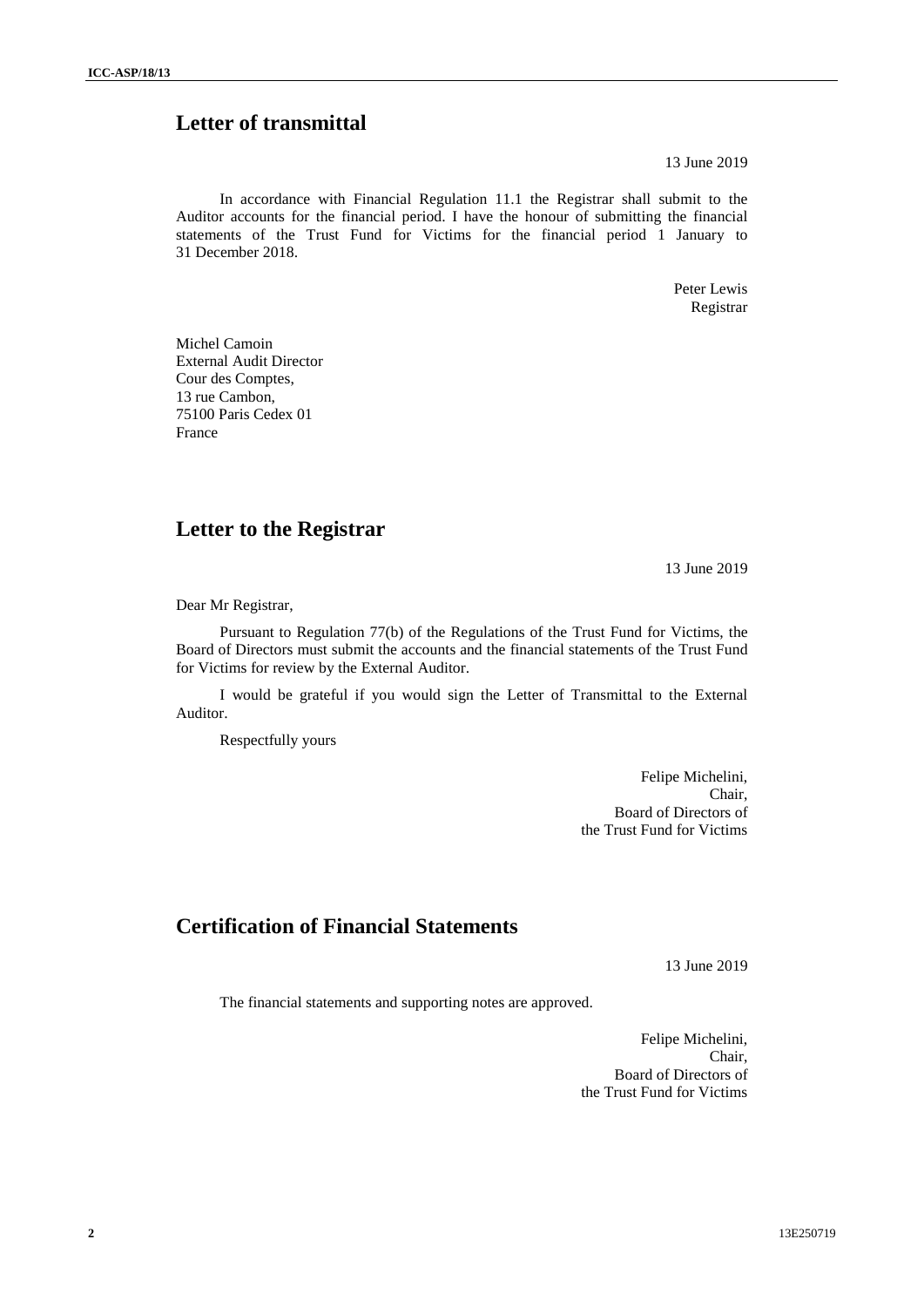## Letter of transmittal

13 June 2019

In accordance with Financial Regulation 11.1 the Registrar shall submit to the Auditor accounts for the financial period. I have the honour of submitting the financial statements of the Trust Fund for Victims for the financial period 1 January to 31 December 2018.

Peter Lewis
Registrar

Michel Camoin
External Audit Director
Cour des Comptes,
13 rue Cambon,
75100 Paris Cedex 01
France

## Letter to the Registrar

13 June 2019

Dear Mr Registrar,

Pursuant to Regulation 77(b) of the Regulations of the Trust Fund for Victims, the Board of Directors must submit the accounts and the financial statements of the Trust Fund for Victims for review by the External Auditor.

I would be grateful if you would sign the Letter of Transmittal to the External Auditor.

Respectfully yours

Felipe Michelini,
Chair,
Board of Directors of
the Trust Fund for Victims

## Certification of Financial Statements

13 June 2019

The financial statements and supporting notes are approved.

Felipe Michelini,
Chair,
Board of Directors of
the Trust Fund for Victims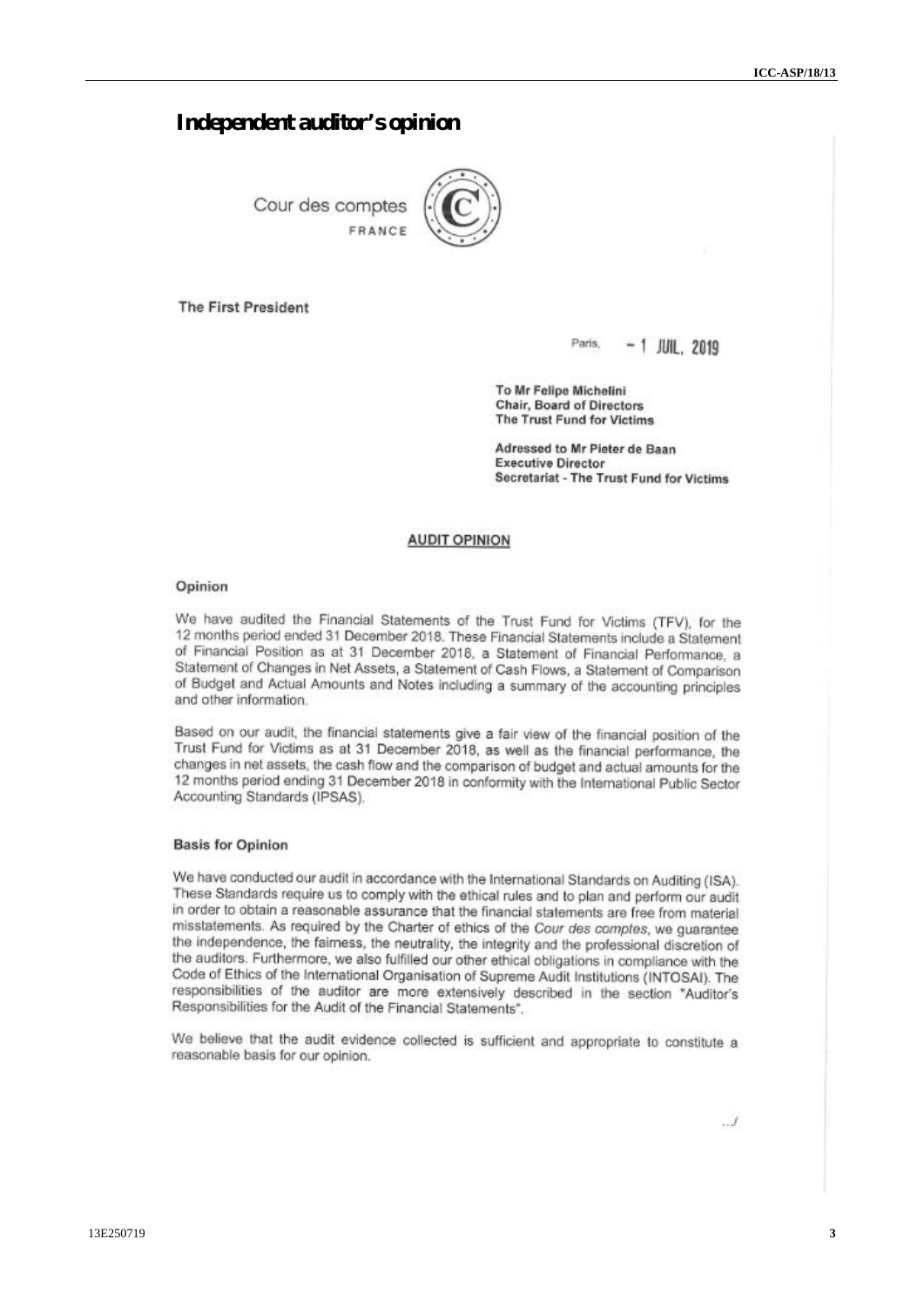# Independent auditor's opinion

Cour des comptes
FRANCE

The First President

Paris, - 1 JUIL. 2019

To Mr Felipe Michelini
Chair, Board of Directors
The Trust Fund for Victims

Adressed to Mr Pieter de Baan
Executive Director
Secretariat - The Trust Fund for Victims

## AUDIT OPINION

### Opinion

We have audited the Financial Statements of the Trust Fund for Victims (TFV), for the 12 months period ended 31 December 2018. These Financial Statements include a Statement of Financial Position as at 31 December 2018, a Statement of Financial Performance, a Statement of Changes in Net Assets, a Statement of Cash Flows, a Statement of Comparison of Budget and Actual Amounts and Notes including a summary of the accounting principles and other information.

Based on our audit, the financial statements give a fair view of the financial position of the Trust Fund for Victims as at 31 December 2018, as well as the financial performance, the changes in net assets, the cash flow and the comparison of budget and actual amounts for the 12 months period ending 31 December 2018 in conformity with the International Public Sector Accounting Standards (IPSAS).

### Basis for Opinion

We have conducted our audit in accordance with the International Standards on Auditing (ISA). These Standards require us to comply with the ethical rules and to plan and perform our audit in order to obtain a reasonable assurance that the financial statements are free from material misstatements. As required by the Charter of ethics of the *Cour des comptes*, we guarantee the independence, the fairness, the neutrality, the integrity and the professional discretion of the auditors. Furthermore, we also fulfilled our other ethical obligations in compliance with the Code of Ethics of the International Organisation of Supreme Audit Institutions (INTOSAI). The responsibilities of the auditor are more extensively described in the section "Auditor's Responsibilities for the Audit of the Financial Statements".

We believe that the audit evidence collected is sufficient and appropriate to constitute a reasonable basis for our opinion.

.../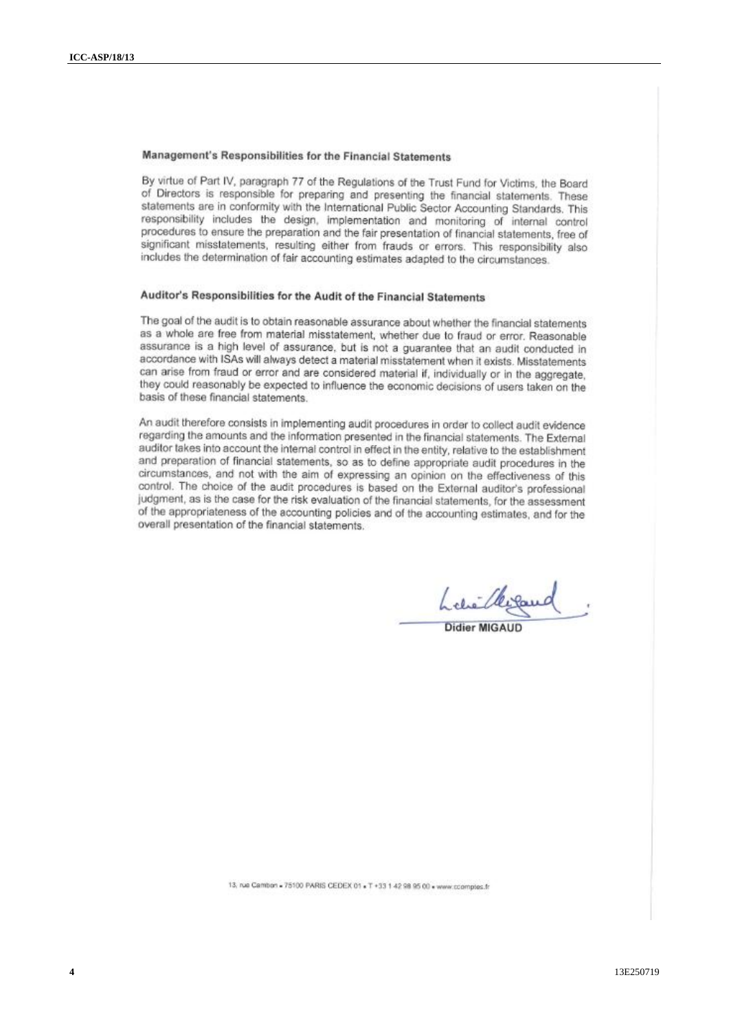### Management's Responsibilities for the Financial Statements

By virtue of Part IV, paragraph 77 of the Regulations of the Trust Fund for Victims, the Board of Directors is responsible for preparing and presenting the financial statements. These statements are in conformity with the International Public Sector Accounting Standards. This responsibility includes the design, implementation and monitoring of internal control procedures to ensure the preparation and the fair presentation of financial statements, free of significant misstatements, resulting either from frauds or errors. This responsibility also includes the determination of fair accounting estimates adapted to the circumstances.

### Auditor's Responsibilities for the Audit of the Financial Statements

The goal of the audit is to obtain reasonable assurance about whether the financial statements as a whole are free from material misstatement, whether due to fraud or error. Reasonable assurance is a high level of assurance, but is not a guarantee that an audit conducted in accordance with ISAs will always detect a material misstatement when it exists. Misstatements can arise from fraud or error and are considered material if, individually or in the aggregate, they could reasonably be expected to influence the economic decisions of users taken on the basis of these financial statements.

An audit therefore consists in implementing audit procedures in order to collect audit evidence regarding the amounts and the information presented in the financial statements. The External auditor takes into account the internal control in effect in the entity, relative to the establishment and preparation of financial statements, so as to define appropriate audit procedures in the circumstances, and not with the aim of expressing an opinion on the effectiveness of this control. The choice of the audit procedures is based on the External auditor's professional judgment, as is the case for the risk evaluation of the financial statements, for the assessment of the appropriateness of the accounting policies and of the accounting estimates, and for the overall presentation of the financial statements.

Didier MIGAUD

13, rue Cambon • 75100 PARIS CEDEX 01 • T +33 1 42 98 95 00 • www.ccomptes.fr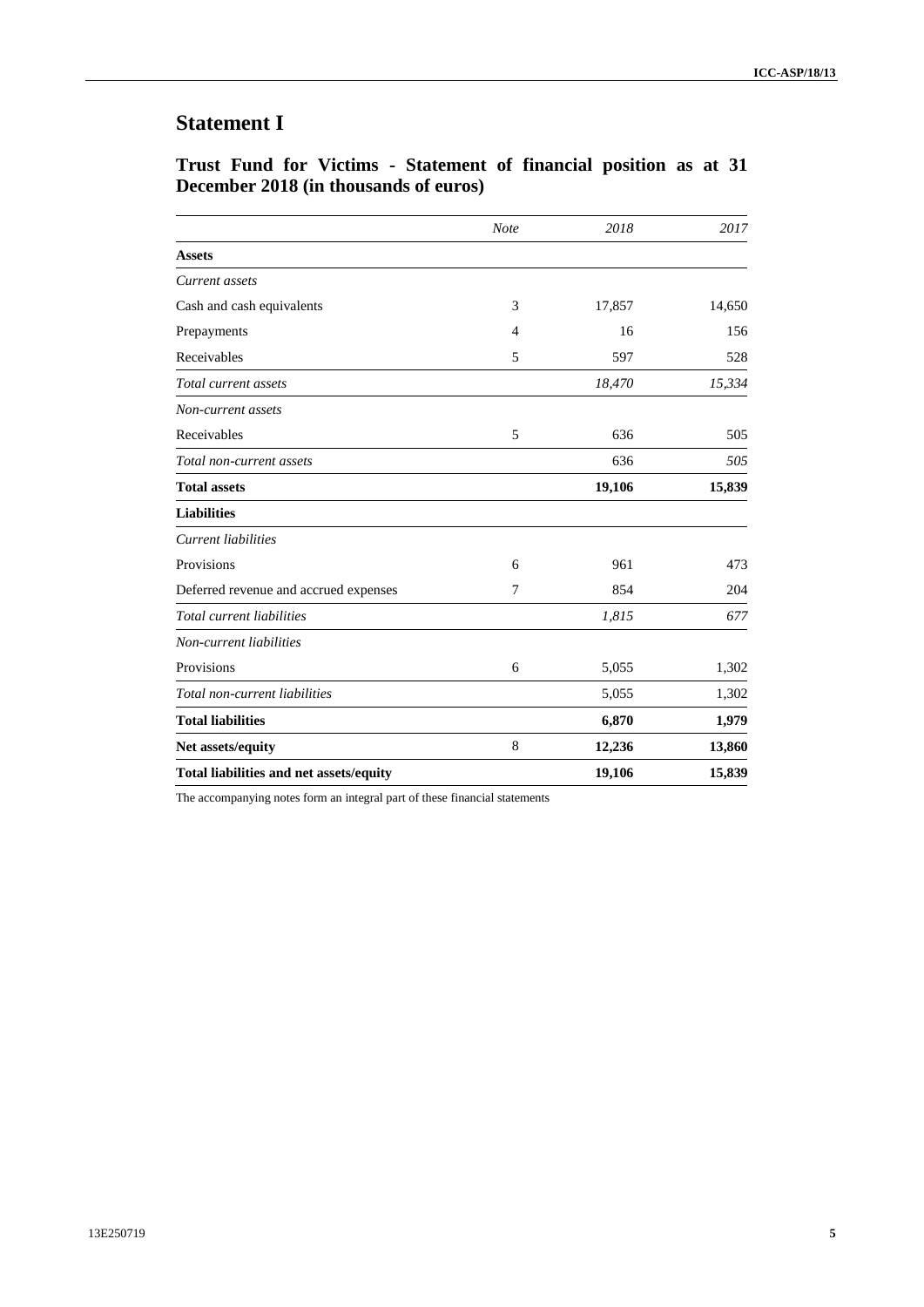# Statement I

## Trust Fund for Victims - Statement of financial position as at 31 December 2018 (in thousands of euros)

| | *Note* | *2018* | *2017* |
|---|---|---|---|
| **Assets** | | | |
| *Current assets* | | | |
| Cash and cash equivalents | 3 | 17,857 | 14,650 |
| Prepayments | 4 | 16 | 156 |
| Receivables | 5 | 597 | 528 |
| *Total current assets* | | *18,470* | *15,334* |
| *Non-current assets* | | | |
| Receivables | 5 | 636 | 505 |
| *Total non-current assets* | | 636 | *505* |
| **Total assets** | | **19,106** | **15,839** |
| **Liabilities** | | | |
| *Current liabilities* | | | |
| Provisions | 6 | 961 | 473 |
| Deferred revenue and accrued expenses | 7 | 854 | 204 |
| *Total current liabilities* | | *1,815* | *677* |
| *Non-current liabilities* | | | |
| Provisions | 6 | 5,055 | 1,302 |
| *Total non-current liabilities* | | 5,055 | 1,302 |
| **Total liabilities** | | **6,870** | **1,979** |
| **Net assets/equity** | 8 | **12,236** | **13,860** |
| **Total liabilities and net assets/equity** | | **19,106** | **15,839** |

The accompanying notes form an integral part of these financial statements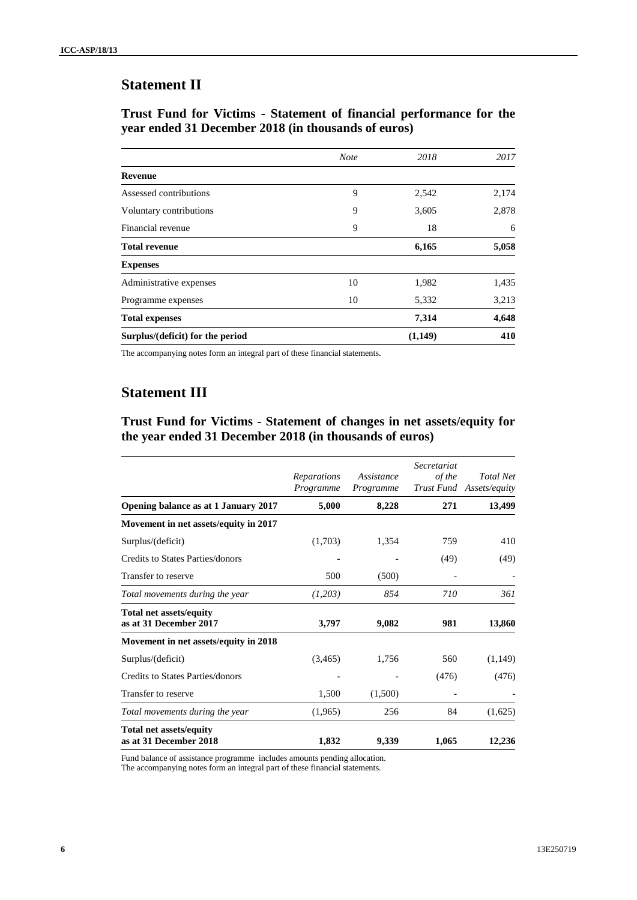## Statement II

### Trust Fund for Victims - Statement of financial performance for the year ended 31 December 2018 (in thousands of euros)

| | *Note* | *2018* | *2017* |
|---|---|---|---|
| **Revenue** | | | |
| Assessed contributions | 9 | 2,542 | 2,174 |
| Voluntary contributions | 9 | 3,605 | 2,878 |
| Financial revenue | 9 | 18 | 6 |
| **Total revenue** | | **6,165** | **5,058** |
| **Expenses** | | | |
| Administrative expenses | 10 | 1,982 | 1,435 |
| Programme expenses | 10 | 5,332 | 3,213 |
| **Total expenses** | | **7,314** | **4,648** |
| **Surplus/(deficit) for the period** | | **(1,149)** | **410** |

The accompanying notes form an integral part of these financial statements.

## Statement III

### Trust Fund for Victims - Statement of changes in net assets/equity for the year ended 31 December 2018 (in thousands of euros)

| | *Reparations Programme* | *Assistance Programme* | *Secretariat of the Trust Fund* | *Total Net Assets/equity* |
|---|---|---|---|---|
| **Opening balance as at 1 January 2017** | **5,000** | **8,228** | **271** | **13,499** |
| **Movement in net assets/equity in 2017** | | | | |
| Surplus/(deficit) | (1,703) | 1,354 | 759 | 410 |
| Credits to States Parties/donors | - | - | (49) | (49) |
| Transfer to reserve | 500 | (500) | - | - |
| *Total movements during the year* | *(1,203)* | *854* | *710* | *361* |
| **Total net assets/equity as at 31 December 2017** | **3,797** | **9,082** | **981** | **13,860** |
| **Movement in net assets/equity in 2018** | | | | |
| Surplus/(deficit) | (3,465) | 1,756 | 560 | (1,149) |
| Credits to States Parties/donors | - | - | (476) | (476) |
| Transfer to reserve | 1,500 | (1,500) | - | - |
| *Total movements during the year* | (1,965) | 256 | 84 | (1,625) |
| **Total net assets/equity as at 31 December 2018** | **1,832** | **9,339** | **1,065** | **12,236** |

Fund balance of assistance programme includes amounts pending allocation.
The accompanying notes form an integral part of these financial statements.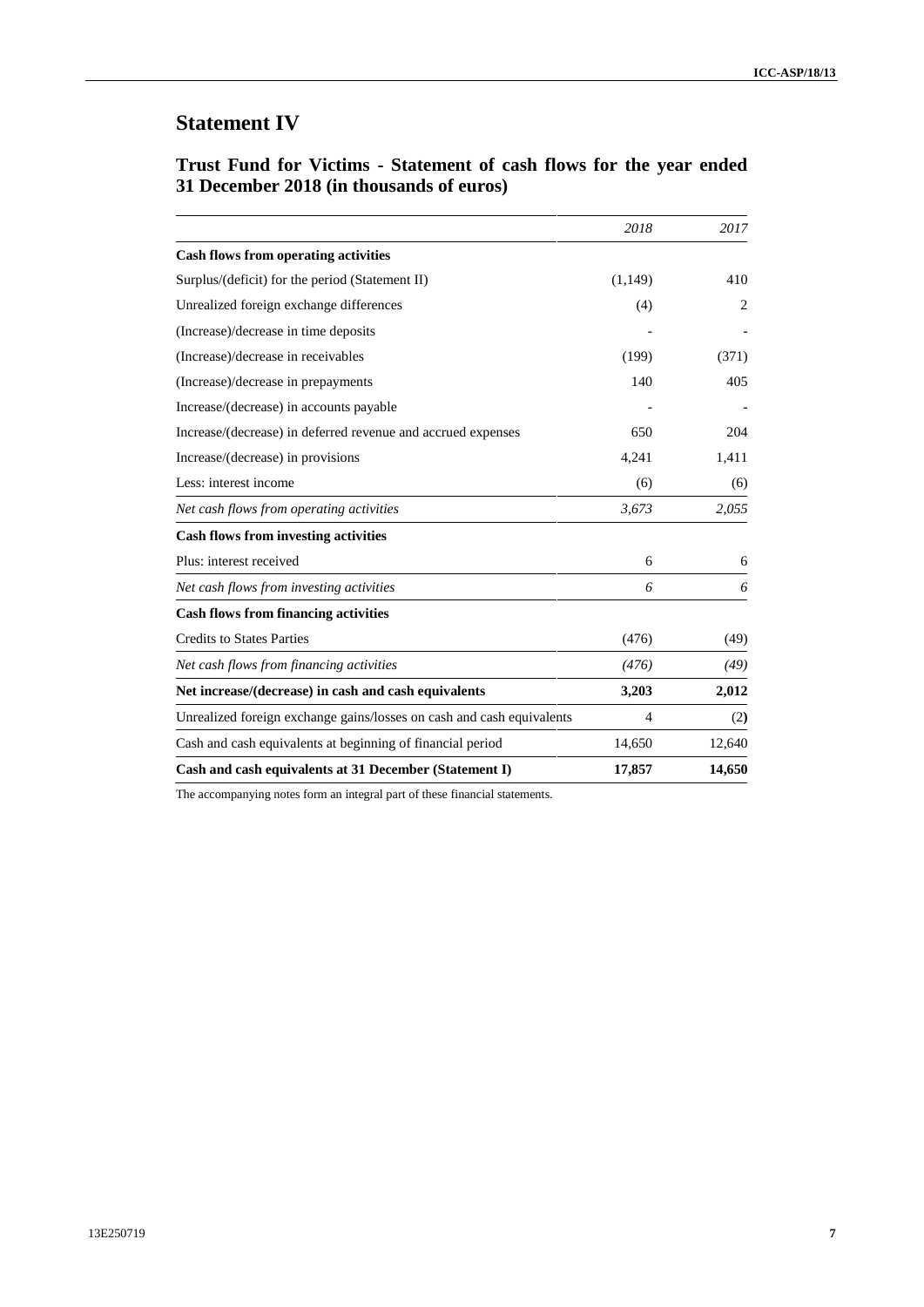## Statement IV

### Trust Fund for Victims - Statement of cash flows for the year ended 31 December 2018 (in thousands of euros)

| | *2018* | *2017* |
|---|---|---|
| **Cash flows from operating activities** | | |
| Surplus/(deficit) for the period (Statement II) | (1,149) | 410 |
| Unrealized foreign exchange differences | (4) | 2 |
| (Increase)/decrease in time deposits | - | - |
| (Increase)/decrease in receivables | (199) | (371) |
| (Increase)/decrease in prepayments | 140 | 405 |
| Increase/(decrease) in accounts payable | - | - |
| Increase/(decrease) in deferred revenue and accrued expenses | 650 | 204 |
| Increase/(decrease) in provisions | 4,241 | 1,411 |
| Less: interest income | (6) | (6) |
| *Net cash flows from operating activities* | *3,673* | *2,055* |
| **Cash flows from investing activities** | | |
| Plus: interest received | 6 | 6 |
| *Net cash flows from investing activities* | *6* | *6* |
| **Cash flows from financing activities** | | |
| Credits to States Parties | (476) | (49) |
| *Net cash flows from financing activities* | *(476)* | *(49)* |
| **Net increase/(decrease) in cash and cash equivalents** | **3,203** | **2,012** |
| Unrealized foreign exchange gains/losses on cash and cash equivalents | 4 | (2) |
| Cash and cash equivalents at beginning of financial period | 14,650 | 12,640 |
| **Cash and cash equivalents at 31 December (Statement I)** | **17,857** | **14,650** |

The accompanying notes form an integral part of these financial statements.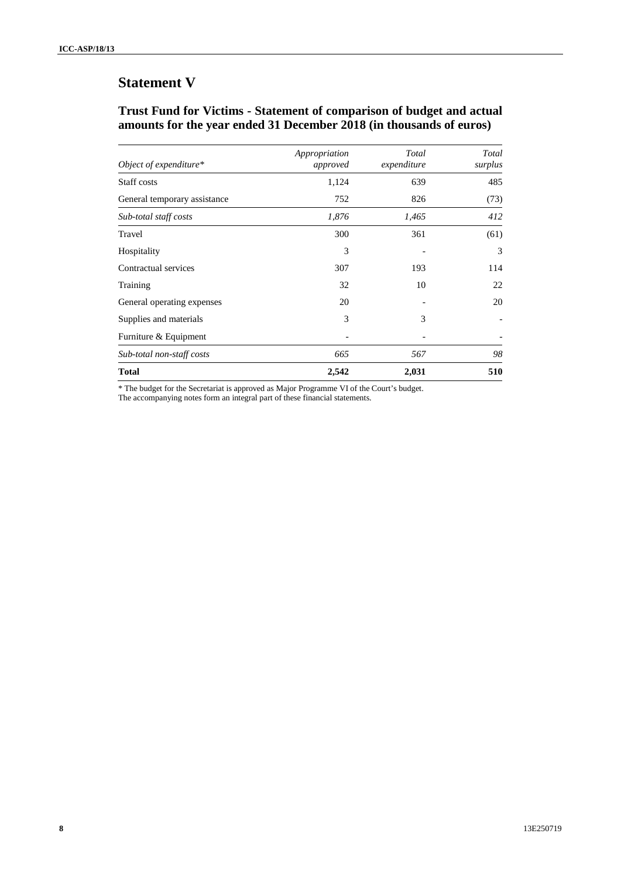# Statement V

## Trust Fund for Victims - Statement of comparison of budget and actual amounts for the year ended 31 December 2018 (in thousands of euros)

| *Object of expenditure** | *Appropriation approved* | *Total expenditure* | *Total surplus* |
|---|---|---|---|
| Staff costs | 1,124 | 639 | 485 |
| General temporary assistance | 752 | 826 | (73) |
| *Sub-total staff costs* | *1,876* | *1,465* | *412* |
| Travel | 300 | 361 | (61) |
| Hospitality | 3 | - | 3 |
| Contractual services | 307 | 193 | 114 |
| Training | 32 | 10 | 22 |
| General operating expenses | 20 | - | 20 |
| Supplies and materials | 3 | 3 | - |
| Furniture & Equipment | - | - | - |
| *Sub-total non-staff costs* | *665* | *567* | *98* |
| **Total** | **2,542** | **2,031** | **510** |

* The budget for the Secretariat is approved as Major Programme VI of the Court's budget.
The accompanying notes form an integral part of these financial statements.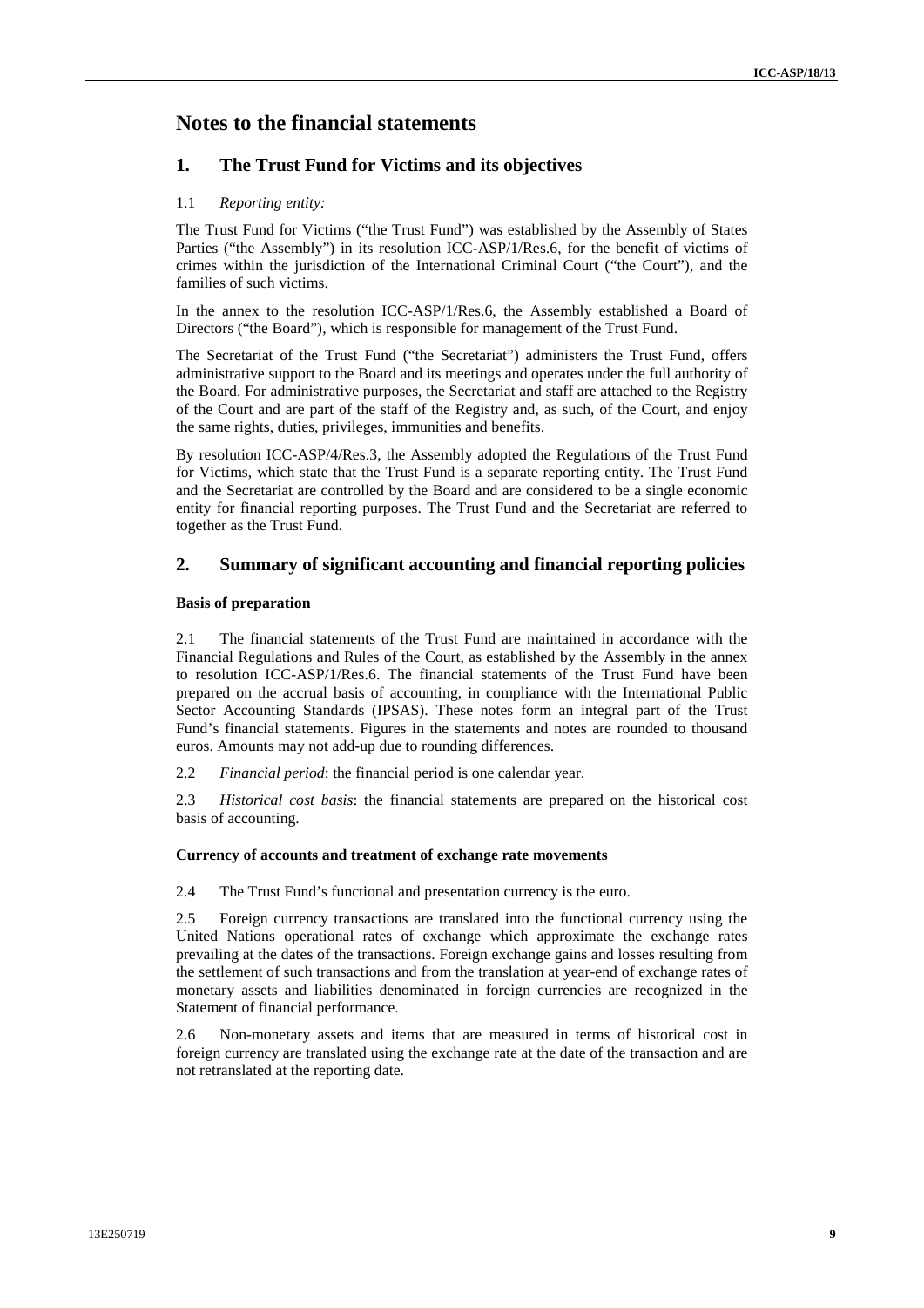# Notes to the financial statements

## 1. The Trust Fund for Victims and its objectives

1.1 *Reporting entity:*

The Trust Fund for Victims ("the Trust Fund") was established by the Assembly of States Parties ("the Assembly") in its resolution ICC-ASP/1/Res.6, for the benefit of victims of crimes within the jurisdiction of the International Criminal Court ("the Court"), and the families of such victims.

In the annex to the resolution ICC-ASP/1/Res.6, the Assembly established a Board of Directors ("the Board"), which is responsible for management of the Trust Fund.

The Secretariat of the Trust Fund ("the Secretariat") administers the Trust Fund, offers administrative support to the Board and its meetings and operates under the full authority of the Board. For administrative purposes, the Secretariat and staff are attached to the Registry of the Court and are part of the staff of the Registry and, as such, of the Court, and enjoy the same rights, duties, privileges, immunities and benefits.

By resolution ICC-ASP/4/Res.3, the Assembly adopted the Regulations of the Trust Fund for Victims, which state that the Trust Fund is a separate reporting entity. The Trust Fund and the Secretariat are controlled by the Board and are considered to be a single economic entity for financial reporting purposes. The Trust Fund and the Secretariat are referred to together as the Trust Fund.

## 2. Summary of significant accounting and financial reporting policies

### Basis of preparation

2.1 The financial statements of the Trust Fund are maintained in accordance with the Financial Regulations and Rules of the Court, as established by the Assembly in the annex to resolution ICC-ASP/1/Res.6. The financial statements of the Trust Fund have been prepared on the accrual basis of accounting, in compliance with the International Public Sector Accounting Standards (IPSAS). These notes form an integral part of the Trust Fund's financial statements. Figures in the statements and notes are rounded to thousand euros. Amounts may not add-up due to rounding differences.

2.2 *Financial period*: the financial period is one calendar year.

2.3 *Historical cost basis*: the financial statements are prepared on the historical cost basis of accounting.

### Currency of accounts and treatment of exchange rate movements

2.4 The Trust Fund's functional and presentation currency is the euro.

2.5 Foreign currency transactions are translated into the functional currency using the United Nations operational rates of exchange which approximate the exchange rates prevailing at the dates of the transactions. Foreign exchange gains and losses resulting from the settlement of such transactions and from the translation at year-end of exchange rates of monetary assets and liabilities denominated in foreign currencies are recognized in the Statement of financial performance.

2.6 Non-monetary assets and items that are measured in terms of historical cost in foreign currency are translated using the exchange rate at the date of the transaction and are not retranslated at the reporting date.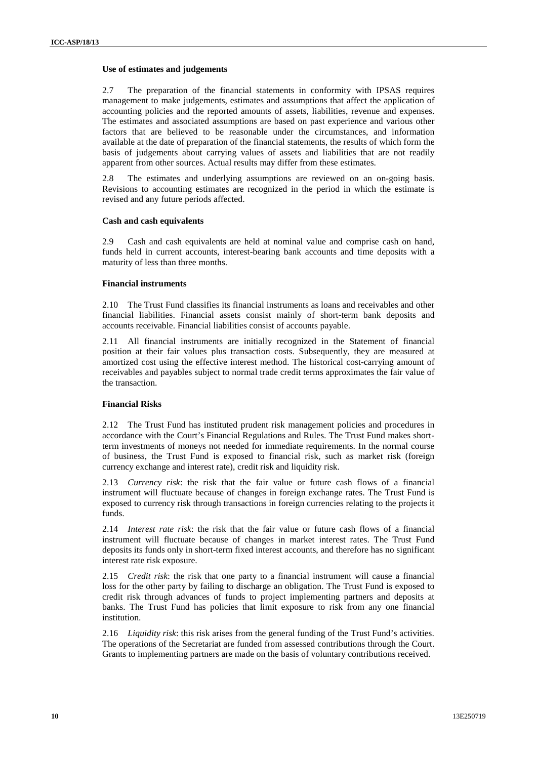**Use of estimates and judgements**

2.7 The preparation of the financial statements in conformity with IPSAS requires management to make judgements, estimates and assumptions that affect the application of accounting policies and the reported amounts of assets, liabilities, revenue and expenses. The estimates and associated assumptions are based on past experience and various other factors that are believed to be reasonable under the circumstances, and information available at the date of preparation of the financial statements, the results of which form the basis of judgements about carrying values of assets and liabilities that are not readily apparent from other sources. Actual results may differ from these estimates.

2.8 The estimates and underlying assumptions are reviewed on an on-going basis. Revisions to accounting estimates are recognized in the period in which the estimate is revised and any future periods affected.

**Cash and cash equivalents**

2.9 Cash and cash equivalents are held at nominal value and comprise cash on hand, funds held in current accounts, interest-bearing bank accounts and time deposits with a maturity of less than three months.

**Financial instruments**

2.10 The Trust Fund classifies its financial instruments as loans and receivables and other financial liabilities. Financial assets consist mainly of short-term bank deposits and accounts receivable. Financial liabilities consist of accounts payable.

2.11 All financial instruments are initially recognized in the Statement of financial position at their fair values plus transaction costs. Subsequently, they are measured at amortized cost using the effective interest method. The historical cost-carrying amount of receivables and payables subject to normal trade credit terms approximates the fair value of the transaction.

**Financial Risks**

2.12 The Trust Fund has instituted prudent risk management policies and procedures in accordance with the Court's Financial Regulations and Rules. The Trust Fund makes short-term investments of moneys not needed for immediate requirements. In the normal course of business, the Trust Fund is exposed to financial risk, such as market risk (foreign currency exchange and interest rate), credit risk and liquidity risk.

2.13 *Currency risk*: the risk that the fair value or future cash flows of a financial instrument will fluctuate because of changes in foreign exchange rates. The Trust Fund is exposed to currency risk through transactions in foreign currencies relating to the projects it funds.

2.14 *Interest rate risk*: the risk that the fair value or future cash flows of a financial instrument will fluctuate because of changes in market interest rates. The Trust Fund deposits its funds only in short-term fixed interest accounts, and therefore has no significant interest rate risk exposure.

2.15 *Credit risk*: the risk that one party to a financial instrument will cause a financial loss for the other party by failing to discharge an obligation. The Trust Fund is exposed to credit risk through advances of funds to project implementing partners and deposits at banks. The Trust Fund has policies that limit exposure to risk from any one financial institution.

2.16 *Liquidity risk*: this risk arises from the general funding of the Trust Fund's activities. The operations of the Secretariat are funded from assessed contributions through the Court. Grants to implementing partners are made on the basis of voluntary contributions received.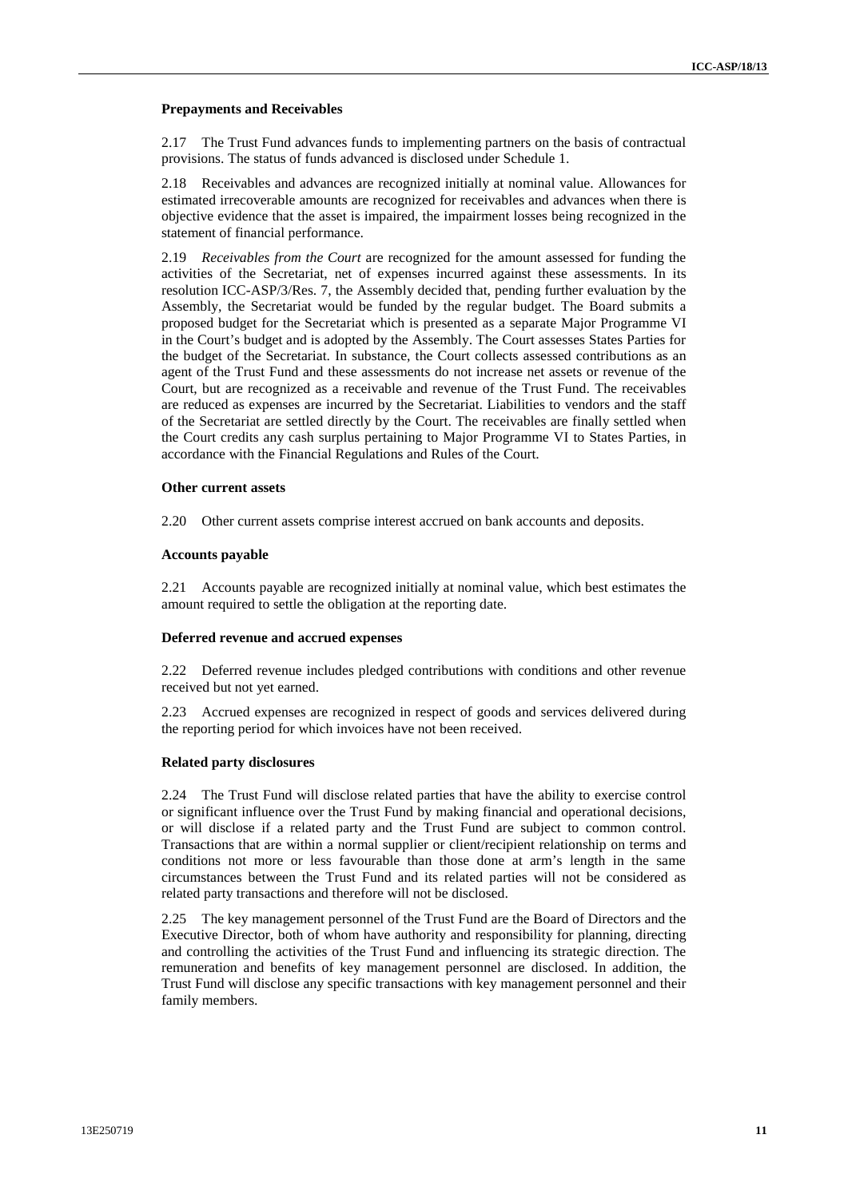**Prepayments and Receivables**

2.17 The Trust Fund advances funds to implementing partners on the basis of contractual provisions. The status of funds advanced is disclosed under Schedule 1.

2.18 Receivables and advances are recognized initially at nominal value. Allowances for estimated irrecoverable amounts are recognized for receivables and advances when there is objective evidence that the asset is impaired, the impairment losses being recognized in the statement of financial performance.

2.19 *Receivables from the Court* are recognized for the amount assessed for funding the activities of the Secretariat, net of expenses incurred against these assessments. In its resolution ICC-ASP/3/Res. 7, the Assembly decided that, pending further evaluation by the Assembly, the Secretariat would be funded by the regular budget. The Board submits a proposed budget for the Secretariat which is presented as a separate Major Programme VI in the Court's budget and is adopted by the Assembly. The Court assesses States Parties for the budget of the Secretariat. In substance, the Court collects assessed contributions as an agent of the Trust Fund and these assessments do not increase net assets or revenue of the Court, but are recognized as a receivable and revenue of the Trust Fund. The receivables are reduced as expenses are incurred by the Secretariat. Liabilities to vendors and the staff of the Secretariat are settled directly by the Court. The receivables are finally settled when the Court credits any cash surplus pertaining to Major Programme VI to States Parties, in accordance with the Financial Regulations and Rules of the Court.

**Other current assets**

2.20 Other current assets comprise interest accrued on bank accounts and deposits.

**Accounts payable**

2.21 Accounts payable are recognized initially at nominal value, which best estimates the amount required to settle the obligation at the reporting date.

**Deferred revenue and accrued expenses**

2.22 Deferred revenue includes pledged contributions with conditions and other revenue received but not yet earned.

2.23 Accrued expenses are recognized in respect of goods and services delivered during the reporting period for which invoices have not been received.

**Related party disclosures**

2.24 The Trust Fund will disclose related parties that have the ability to exercise control or significant influence over the Trust Fund by making financial and operational decisions, or will disclose if a related party and the Trust Fund are subject to common control. Transactions that are within a normal supplier or client/recipient relationship on terms and conditions not more or less favourable than those done at arm's length in the same circumstances between the Trust Fund and its related parties will not be considered as related party transactions and therefore will not be disclosed.

2.25 The key management personnel of the Trust Fund are the Board of Directors and the Executive Director, both of whom have authority and responsibility for planning, directing and controlling the activities of the Trust Fund and influencing its strategic direction. The remuneration and benefits of key management personnel are disclosed. In addition, the Trust Fund will disclose any specific transactions with key management personnel and their family members.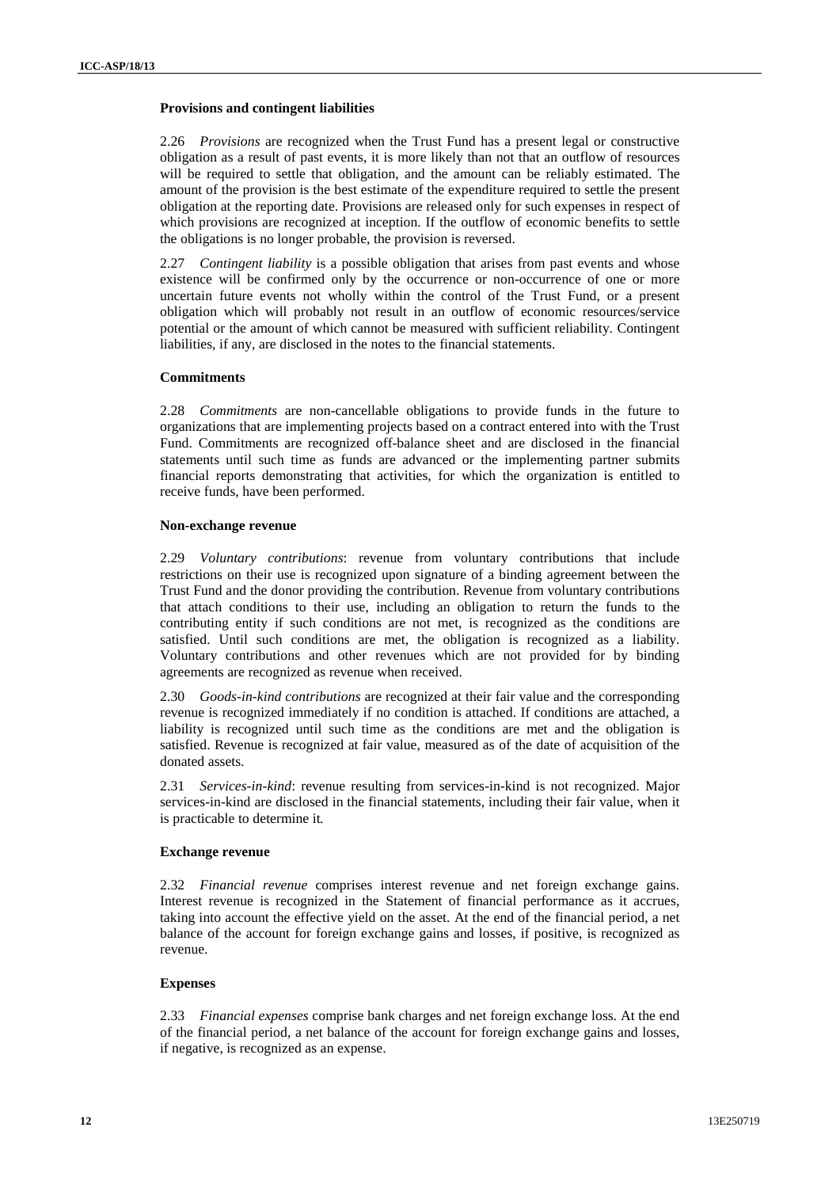**Provisions and contingent liabilities**

2.26 *Provisions* are recognized when the Trust Fund has a present legal or constructive obligation as a result of past events, it is more likely than not that an outflow of resources will be required to settle that obligation, and the amount can be reliably estimated. The amount of the provision is the best estimate of the expenditure required to settle the present obligation at the reporting date. Provisions are released only for such expenses in respect of which provisions are recognized at inception. If the outflow of economic benefits to settle the obligations is no longer probable, the provision is reversed.

2.27 *Contingent liability* is a possible obligation that arises from past events and whose existence will be confirmed only by the occurrence or non-occurrence of one or more uncertain future events not wholly within the control of the Trust Fund, or a present obligation which will probably not result in an outflow of economic resources/service potential or the amount of which cannot be measured with sufficient reliability. Contingent liabilities, if any, are disclosed in the notes to the financial statements.

**Commitments**

2.28 *Commitments* are non-cancellable obligations to provide funds in the future to organizations that are implementing projects based on a contract entered into with the Trust Fund. Commitments are recognized off-balance sheet and are disclosed in the financial statements until such time as funds are advanced or the implementing partner submits financial reports demonstrating that activities, for which the organization is entitled to receive funds, have been performed.

**Non-exchange revenue**

2.29 *Voluntary contributions*: revenue from voluntary contributions that include restrictions on their use is recognized upon signature of a binding agreement between the Trust Fund and the donor providing the contribution. Revenue from voluntary contributions that attach conditions to their use, including an obligation to return the funds to the contributing entity if such conditions are not met, is recognized as the conditions are satisfied. Until such conditions are met, the obligation is recognized as a liability. Voluntary contributions and other revenues which are not provided for by binding agreements are recognized as revenue when received.

2.30 *Goods-in-kind contributions* are recognized at their fair value and the corresponding revenue is recognized immediately if no condition is attached. If conditions are attached, a liability is recognized until such time as the conditions are met and the obligation is satisfied. Revenue is recognized at fair value, measured as of the date of acquisition of the donated assets.

2.31 *Services-in-kind*: revenue resulting from services-in-kind is not recognized. Major services-in-kind are disclosed in the financial statements, including their fair value, when it is practicable to determine it.

**Exchange revenue**

2.32 *Financial revenue* comprises interest revenue and net foreign exchange gains. Interest revenue is recognized in the Statement of financial performance as it accrues, taking into account the effective yield on the asset. At the end of the financial period, a net balance of the account for foreign exchange gains and losses, if positive, is recognized as revenue.

**Expenses**

2.33 *Financial expenses* comprise bank charges and net foreign exchange loss. At the end of the financial period, a net balance of the account for foreign exchange gains and losses, if negative, is recognized as an expense.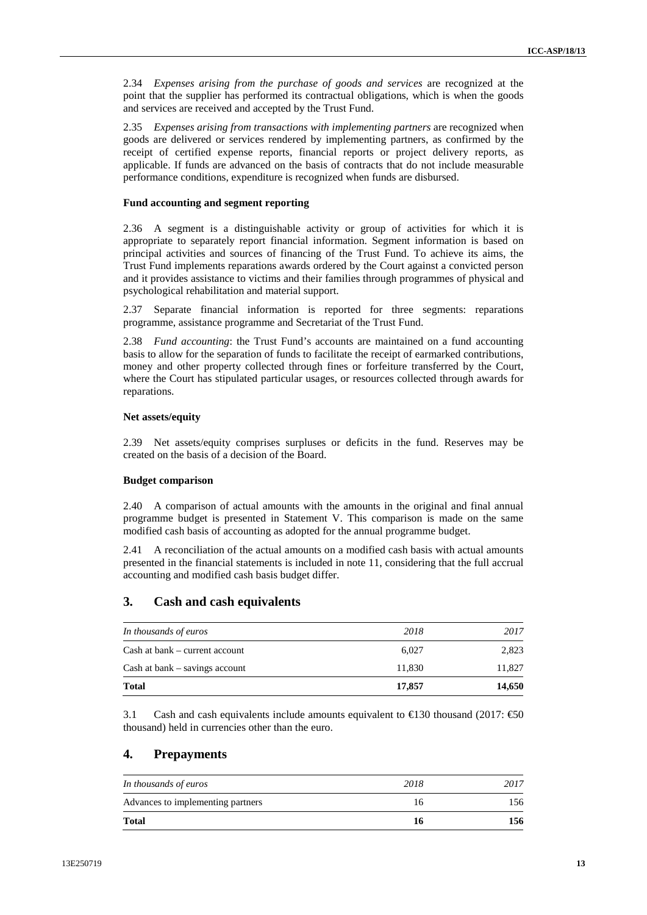2.34 *Expenses arising from the purchase of goods and services* are recognized at the point that the supplier has performed its contractual obligations, which is when the goods and services are received and accepted by the Trust Fund.

2.35 *Expenses arising from transactions with implementing partners* are recognized when goods are delivered or services rendered by implementing partners, as confirmed by the receipt of certified expense reports, financial reports or project delivery reports, as applicable. If funds are advanced on the basis of contracts that do not include measurable performance conditions, expenditure is recognized when funds are disbursed.

#### Fund accounting and segment reporting

2.36 A segment is a distinguishable activity or group of activities for which it is appropriate to separately report financial information. Segment information is based on principal activities and sources of financing of the Trust Fund. To achieve its aims, the Trust Fund implements reparations awards ordered by the Court against a convicted person and it provides assistance to victims and their families through programmes of physical and psychological rehabilitation and material support.

2.37 Separate financial information is reported for three segments: reparations programme, assistance programme and Secretariat of the Trust Fund.

2.38 *Fund accounting*: the Trust Fund's accounts are maintained on a fund accounting basis to allow for the separation of funds to facilitate the receipt of earmarked contributions, money and other property collected through fines or forfeiture transferred by the Court, where the Court has stipulated particular usages, or resources collected through awards for reparations.

#### Net assets/equity

2.39 Net assets/equity comprises surpluses or deficits in the fund. Reserves may be created on the basis of a decision of the Board.

#### Budget comparison

2.40 A comparison of actual amounts with the amounts in the original and final annual programme budget is presented in Statement V. This comparison is made on the same modified cash basis of accounting as adopted for the annual programme budget.

2.41 A reconciliation of the actual amounts on a modified cash basis with actual amounts presented in the financial statements is included in note 11, considering that the full accrual accounting and modified cash basis budget differ.

## 3. Cash and cash equivalents

| *In thousands of euros* | *2018* | *2017* |
|---|---|---|
| Cash at bank – current account | 6,027 | 2,823 |
| Cash at bank – savings account | 11,830 | 11,827 |
| **Total** | **17,857** | **14,650** |

3.1 Cash and cash equivalents include amounts equivalent to €130 thousand (2017: €50 thousand) held in currencies other than the euro.

## 4. Prepayments

| *In thousands of euros* | *2018* | *2017* |
|---|---|---|
| Advances to implementing partners | 16 | 156 |
| **Total** | **16** | **156** |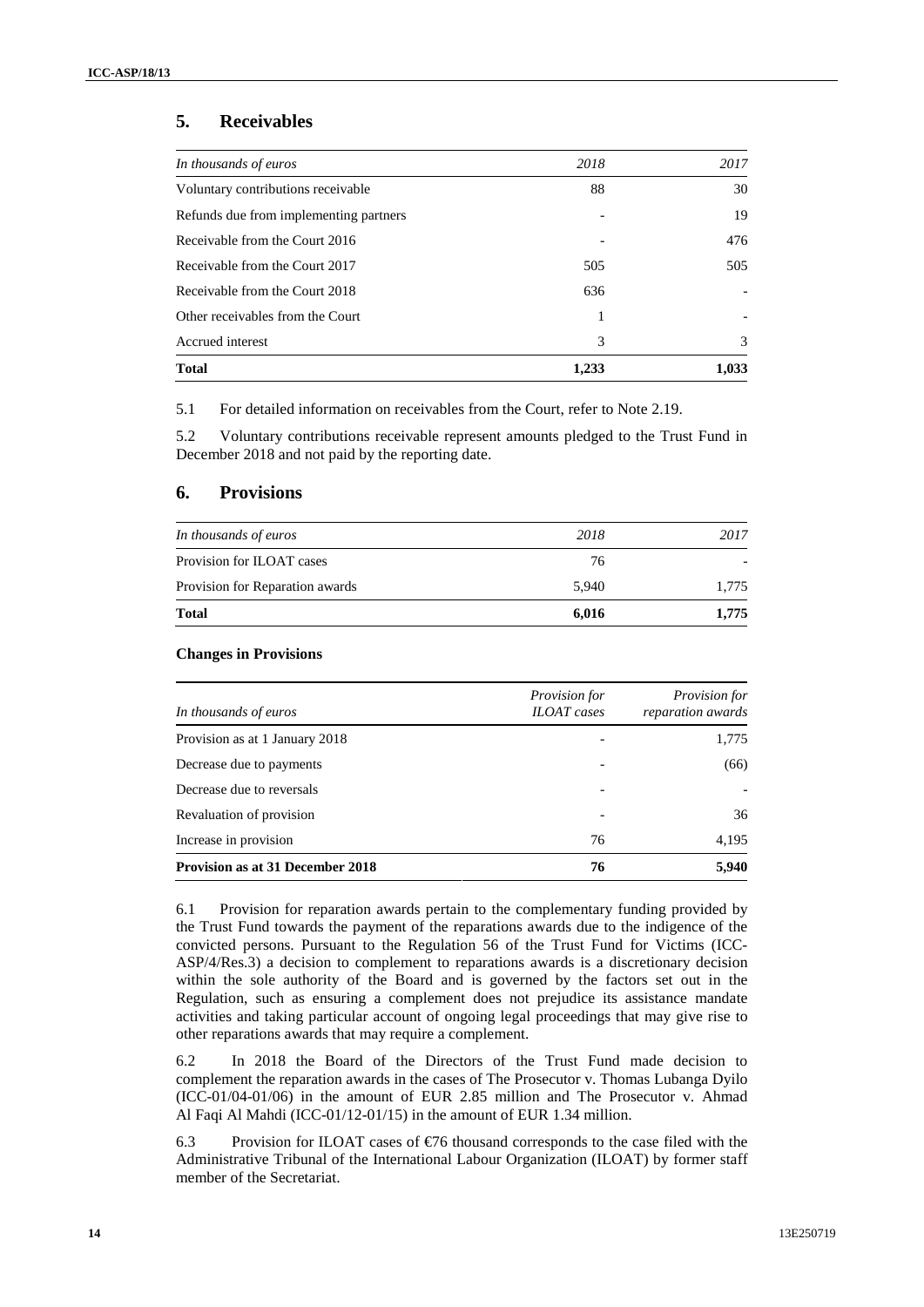## 5. Receivables

| *In thousands of euros* | *2018* | *2017* |
|---|---|---|
| Voluntary contributions receivable | 88 | 30 |
| Refunds due from implementing partners | - | 19 |
| Receivable from the Court 2016 | - | 476 |
| Receivable from the Court 2017 | 505 | 505 |
| Receivable from the Court 2018 | 636 | - |
| Other receivables from the Court | 1 | - |
| Accrued interest | 3 | 3 |
| **Total** | **1,233** | **1,033** |

5.1 For detailed information on receivables from the Court, refer to Note 2.19.

5.2 Voluntary contributions receivable represent amounts pledged to the Trust Fund in December 2018 and not paid by the reporting date.

## 6. Provisions

| *In thousands of euros* | *2018* | *2017* |
|---|---|---|
| Provision for ILOAT cases | 76 | - |
| Provision for Reparation awards | 5,940 | 1,775 |
| **Total** | **6,016** | **1,775** |

**Changes in Provisions**

| *In thousands of euros* | *Provision for ILOAT cases* | *Provision for reparation awards* |
|---|---|---|
| Provision as at 1 January 2018 | - | 1,775 |
| Decrease due to payments | - | (66) |
| Decrease due to reversals | - | - |
| Revaluation of provision | - | 36 |
| Increase in provision | 76 | 4,195 |
| **Provision as at 31 December 2018** | **76** | **5,940** |

6.1 Provision for reparation awards pertain to the complementary funding provided by the Trust Fund towards the payment of the reparations awards due to the indigence of the convicted persons. Pursuant to the Regulation 56 of the Trust Fund for Victims (ICC-ASP/4/Res.3) a decision to complement to reparations awards is a discretionary decision within the sole authority of the Board and is governed by the factors set out in the Regulation, such as ensuring a complement does not prejudice its assistance mandate activities and taking particular account of ongoing legal proceedings that may give rise to other reparations awards that may require a complement.

6.2 In 2018 the Board of the Directors of the Trust Fund made decision to complement the reparation awards in the cases of The Prosecutor v. Thomas Lubanga Dyilo (ICC-01/04-01/06) in the amount of EUR 2.85 million and The Prosecutor v. Ahmad Al Faqi Al Mahdi (ICC-01/12-01/15) in the amount of EUR 1.34 million.

6.3 Provision for ILOAT cases of €76 thousand corresponds to the case filed with the Administrative Tribunal of the International Labour Organization (ILOAT) by former staff member of the Secretariat.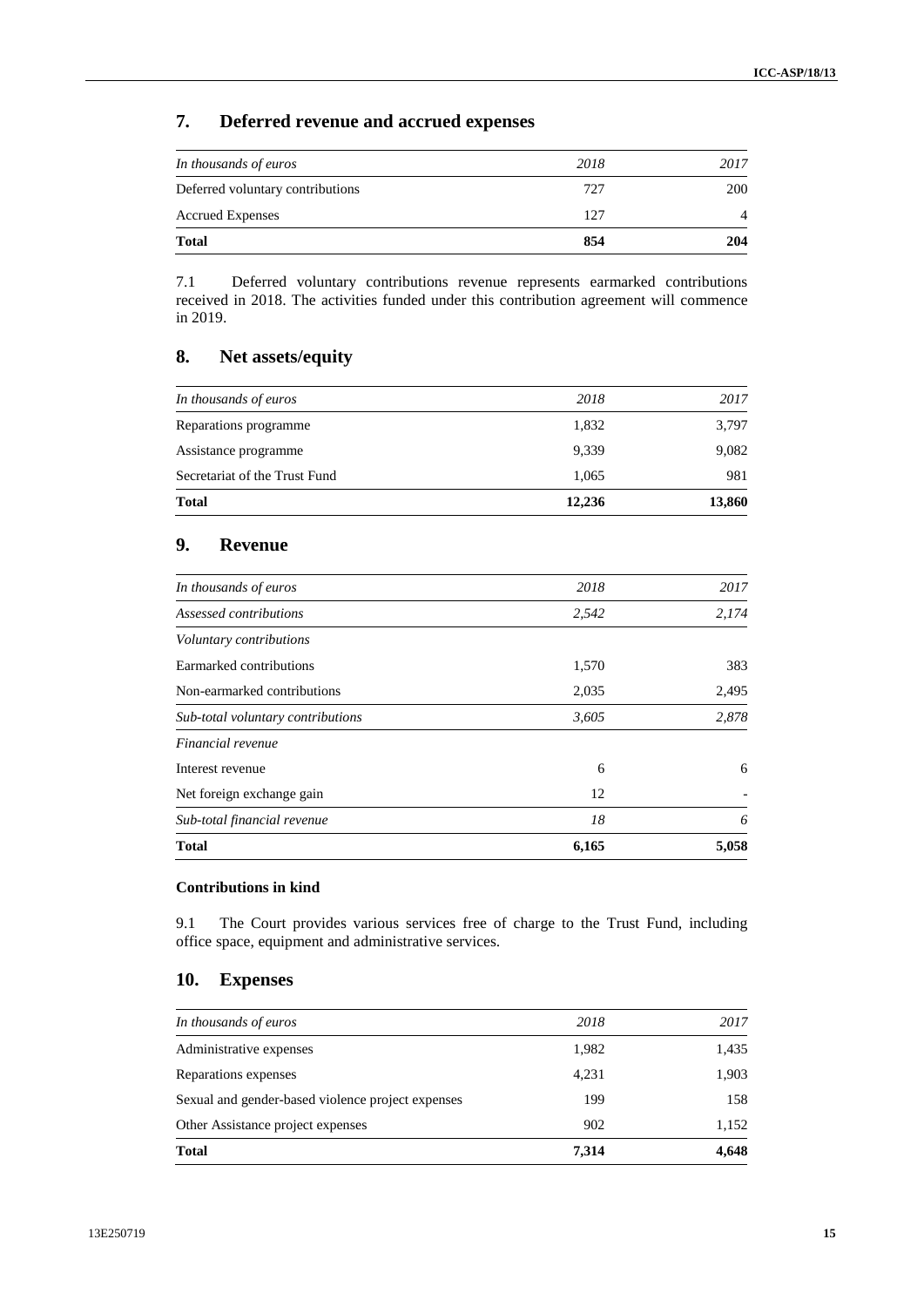## 7. Deferred revenue and accrued expenses

| *In thousands of euros* | *2018* | *2017* |
|---|---|---|
| Deferred voluntary contributions | 727 | 200 |
| Accrued Expenses | 127 | 4 |
| **Total** | **854** | **204** |

7.1 Deferred voluntary contributions revenue represents earmarked contributions received in 2018. The activities funded under this contribution agreement will commence in 2019.

## 8. Net assets/equity

| *In thousands of euros* | *2018* | *2017* |
|---|---|---|
| Reparations programme | 1,832 | 3,797 |
| Assistance programme | 9,339 | 9,082 |
| Secretariat of the Trust Fund | 1,065 | 981 |
| **Total** | **12,236** | **13,860** |

## 9. Revenue

| *In thousands of euros* | *2018* | *2017* |
|---|---|---|
| *Assessed contributions* | *2,542* | *2,174* |
| *Voluntary contributions* | | |
| Earmarked contributions | 1,570 | 383 |
| Non-earmarked contributions | 2,035 | 2,495 |
| *Sub-total voluntary contributions* | *3,605* | *2,878* |
| *Financial revenue* | | |
| Interest revenue | 6 | 6 |
| Net foreign exchange gain | 12 | - |
| *Sub-total financial revenue* | *18* | *6* |
| **Total** | **6,165** | **5,058** |

**Contributions in kind**

9.1 The Court provides various services free of charge to the Trust Fund, including office space, equipment and administrative services.

## 10. Expenses

| *In thousands of euros* | *2018* | *2017* |
|---|---|---|
| Administrative expenses | 1,982 | 1,435 |
| Reparations expenses | 4,231 | 1,903 |
| Sexual and gender-based violence project expenses | 199 | 158 |
| Other Assistance project expenses | 902 | 1,152 |
| **Total** | **7,314** | **4,648** |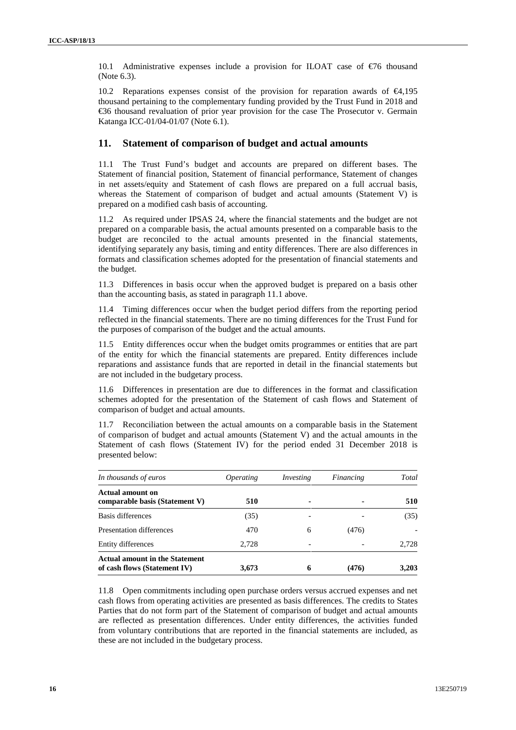10.1 Administrative expenses include a provision for ILOAT case of €76 thousand (Note 6.3).

10.2 Reparations expenses consist of the provision for reparation awards of €4,195 thousand pertaining to the complementary funding provided by the Trust Fund in 2018 and €36 thousand revaluation of prior year provision for the case The Prosecutor v. Germain Katanga ICC-01/04-01/07 (Note 6.1).

## 11. Statement of comparison of budget and actual amounts

11.1 The Trust Fund's budget and accounts are prepared on different bases. The Statement of financial position, Statement of financial performance, Statement of changes in net assets/equity and Statement of cash flows are prepared on a full accrual basis, whereas the Statement of comparison of budget and actual amounts (Statement V) is prepared on a modified cash basis of accounting.

11.2 As required under IPSAS 24, where the financial statements and the budget are not prepared on a comparable basis, the actual amounts presented on a comparable basis to the budget are reconciled to the actual amounts presented in the financial statements, identifying separately any basis, timing and entity differences. There are also differences in formats and classification schemes adopted for the presentation of financial statements and the budget.

11.3 Differences in basis occur when the approved budget is prepared on a basis other than the accounting basis, as stated in paragraph 11.1 above.

11.4 Timing differences occur when the budget period differs from the reporting period reflected in the financial statements. There are no timing differences for the Trust Fund for the purposes of comparison of the budget and the actual amounts.

11.5 Entity differences occur when the budget omits programmes or entities that are part of the entity for which the financial statements are prepared. Entity differences include reparations and assistance funds that are reported in detail in the financial statements but are not included in the budgetary process.

11.6 Differences in presentation are due to differences in the format and classification schemes adopted for the presentation of the Statement of cash flows and Statement of comparison of budget and actual amounts.

11.7 Reconciliation between the actual amounts on a comparable basis in the Statement of comparison of budget and actual amounts (Statement V) and the actual amounts in the Statement of cash flows (Statement IV) for the period ended 31 December 2018 is presented below:

| *In thousands of euros* | *Operating* | *Investing* | *Financing* | *Total* |
|---|---|---|---|---|
| **Actual amount on comparable basis (Statement V)** | **510** | **-** | **-** | **510** |
| Basis differences | (35) | - | - | (35) |
| Presentation differences | 470 | 6 | (476) | - |
| Entity differences | 2,728 | - | - | 2,728 |
| **Actual amount in the Statement of cash flows (Statement IV)** | **3,673** | **6** | **(476)** | **3,203** |

11.8 Open commitments including open purchase orders versus accrued expenses and net cash flows from operating activities are presented as basis differences. The credits to States Parties that do not form part of the Statement of comparison of budget and actual amounts are reflected as presentation differences. Under entity differences, the activities funded from voluntary contributions that are reported in the financial statements are included, as these are not included in the budgetary process.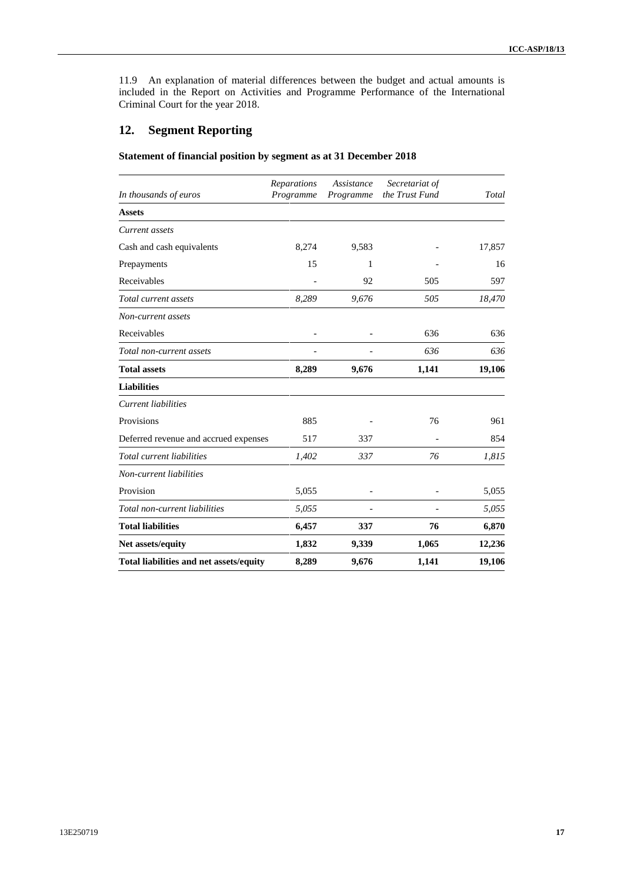11.9 An explanation of material differences between the budget and actual amounts is included in the Report on Activities and Programme Performance of the International Criminal Court for the year 2018.

## 12. Segment Reporting

### Statement of financial position by segment as at 31 December 2018

| *In thousands of euros* | *Reparations Programme* | *Assistance Programme* | *Secretariat of the Trust Fund* | *Total* |
|---|---|---|---|---|
| **Assets** | | | | |
| *Current assets* | | | | |
| Cash and cash equivalents | 8,274 | 9,583 | - | 17,857 |
| Prepayments | 15 | 1 | - | 16 |
| Receivables | - | 92 | 505 | 597 |
| *Total current assets* | *8,289* | *9,676* | *505* | *18,470* |
| *Non-current assets* | | | | |
| Receivables | - | - | 636 | 636 |
| *Total non-current assets* | - | - | *636* | *636* |
| **Total assets** | **8,289** | **9,676** | **1,141** | **19,106** |
| **Liabilities** | | | | |
| *Current liabilities* | | | | |
| Provisions | 885 | - | 76 | 961 |
| Deferred revenue and accrued expenses | 517 | 337 | - | 854 |
| *Total current liabilities* | *1,402* | *337* | *76* | *1,815* |
| *Non-current liabilities* | | | | |
| Provision | 5,055 | - | - | 5,055 |
| *Total non-current liabilities* | *5,055* | - | - | *5,055* |
| **Total liabilities** | **6,457** | **337** | **76** | **6,870** |
| **Net assets/equity** | **1,832** | **9,339** | **1,065** | **12,236** |
| **Total liabilities and net assets/equity** | **8,289** | **9,676** | **1,141** | **19,106** |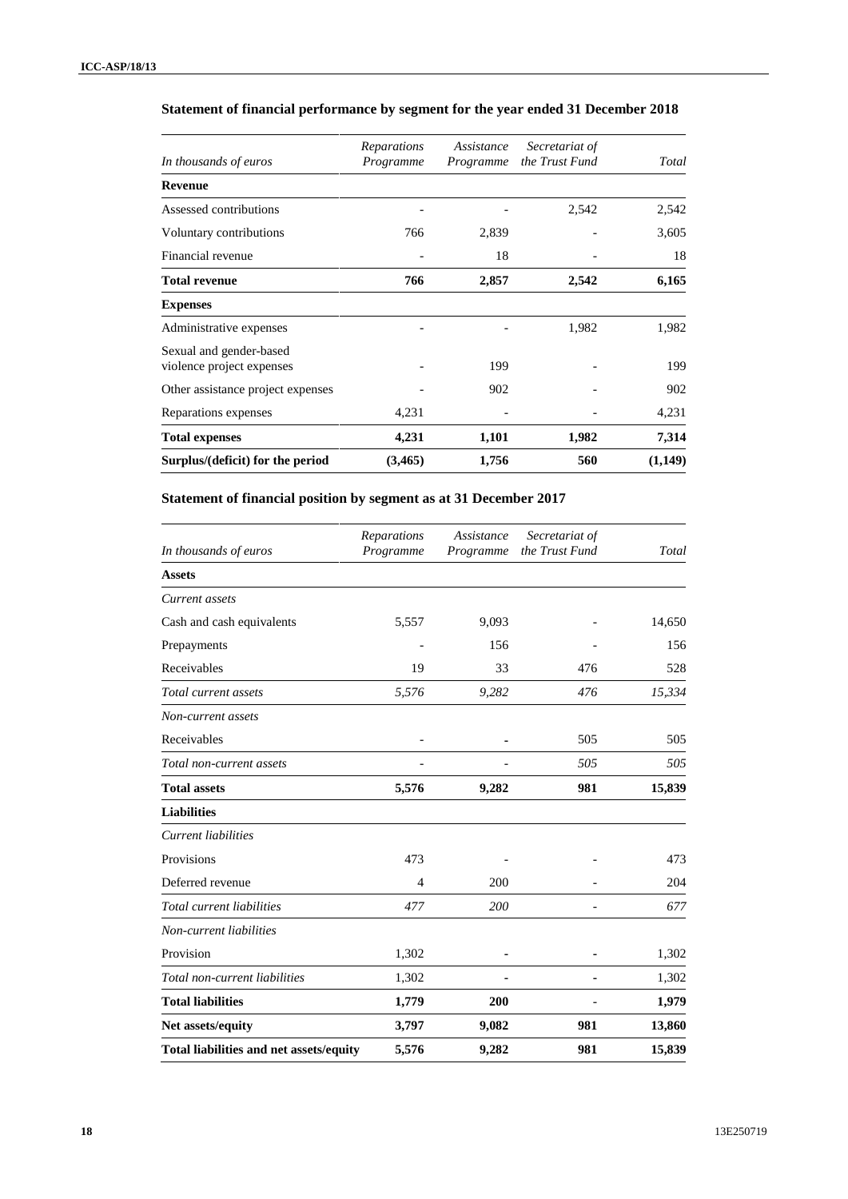### Statement of financial performance by segment for the year ended 31 December 2018

| *In thousands of euros* | *Reparations Programme* | *Assistance Programme* | *Secretariat of the Trust Fund* | *Total* |
|---|---|---|---|---|
| **Revenue** | | | | |
| Assessed contributions | - | - | 2,542 | 2,542 |
| Voluntary contributions | 766 | 2,839 | - | 3,605 |
| Financial revenue | - | 18 | - | 18 |
| **Total revenue** | **766** | **2,857** | **2,542** | **6,165** |
| **Expenses** | | | | |
| Administrative expenses | - | - | 1,982 | 1,982 |
| Sexual and gender-based violence project expenses | - | 199 | - | 199 |
| Other assistance project expenses | - | 902 | - | 902 |
| Reparations expenses | 4,231 | - | - | 4,231 |
| **Total expenses** | **4,231** | **1,101** | **1,982** | **7,314** |
| **Surplus/(deficit) for the period** | **(3,465)** | **1,756** | **560** | **(1,149)** |

### Statement of financial position by segment as at 31 December 2017

| *In thousands of euros* | *Reparations Programme* | *Assistance Programme* | *Secretariat of the Trust Fund* | *Total* |
|---|---|---|---|---|
| **Assets** | | | | |
| *Current assets* | | | | |
| Cash and cash equivalents | 5,557 | 9,093 | - | 14,650 |
| Prepayments | - | 156 | - | 156 |
| Receivables | 19 | 33 | 476 | 528 |
| *Total current assets* | *5,576* | *9,282* | *476* | *15,334* |
| *Non-current assets* | | | | |
| Receivables | - | - | 505 | 505 |
| *Total non-current assets* | - | - | *505* | *505* |
| **Total assets** | **5,576** | **9,282** | **981** | **15,839** |
| **Liabilities** | | | | |
| *Current liabilities* | | | | |
| Provisions | 473 | - | - | 473 |
| Deferred revenue | 4 | 200 | - | 204 |
| *Total current liabilities* | *477* | *200* | - | *677* |
| *Non-current liabilities* | | | | |
| Provision | 1,302 | - | - | 1,302 |
| *Total non-current liabilities* | 1,302 | - | - | 1,302 |
| **Total liabilities** | **1,779** | **200** | - | **1,979** |
| **Net assets/equity** | **3,797** | **9,082** | **981** | **13,860** |
| **Total liabilities and net assets/equity** | **5,576** | **9,282** | **981** | **15,839** |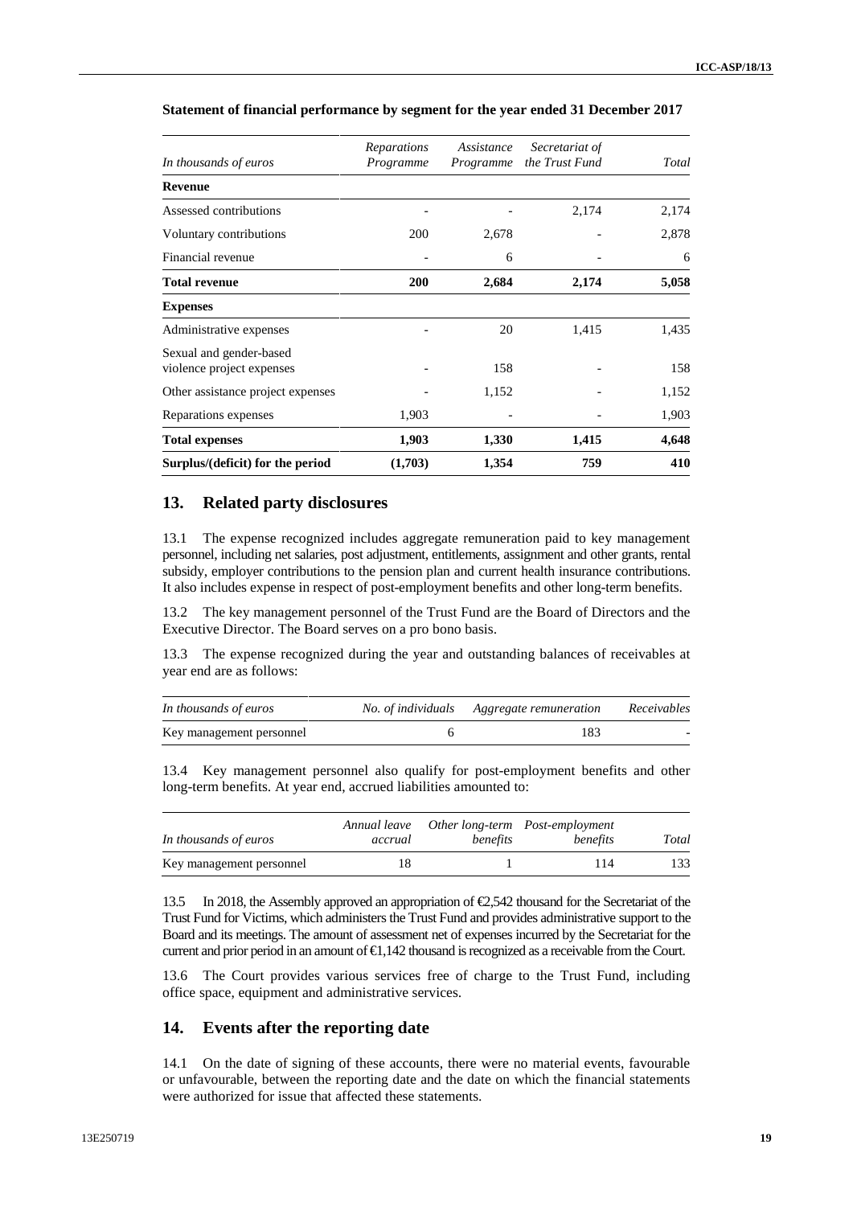**Statement of financial performance by segment for the year ended 31 December 2017**

| *In thousands of euros* | *Reparations Programme* | *Assistance Programme* | *Secretariat of the Trust Fund* | *Total* |
|---|---|---|---|---|
| **Revenue** | | | | |
| Assessed contributions | - | - | 2,174 | 2,174 |
| Voluntary contributions | 200 | 2,678 | - | 2,878 |
| Financial revenue | - | 6 | - | 6 |
| **Total revenue** | **200** | **2,684** | **2,174** | **5,058** |
| **Expenses** | | | | |
| Administrative expenses | - | 20 | 1,415 | 1,435 |
| Sexual and gender-based violence project expenses | - | 158 | - | 158 |
| Other assistance project expenses | - | 1,152 | - | 1,152 |
| Reparations expenses | 1,903 | - | - | 1,903 |
| **Total expenses** | **1,903** | **1,330** | **1,415** | **4,648** |
| **Surplus/(deficit) for the period** | **(1,703)** | **1,354** | **759** | **410** |

## 13. Related party disclosures

13.1 The expense recognized includes aggregate remuneration paid to key management personnel, including net salaries, post adjustment, entitlements, assignment and other grants, rental subsidy, employer contributions to the pension plan and current health insurance contributions. It also includes expense in respect of post-employment benefits and other long-term benefits.

13.2 The key management personnel of the Trust Fund are the Board of Directors and the Executive Director. The Board serves on a pro bono basis.

13.3 The expense recognized during the year and outstanding balances of receivables at year end are as follows:

| *In thousands of euros* | *No. of individuals* | *Aggregate remuneration* | *Receivables* |
|---|---|---|---|
| Key management personnel | 6 | 183 | - |

13.4 Key management personnel also qualify for post-employment benefits and other long-term benefits. At year end, accrued liabilities amounted to:

| *In thousands of euros* | *Annual leave accrual* | *Other long-term benefits* | *Post-employment benefits* | *Total* |
|---|---|---|---|---|
| Key management personnel | 18 | 1 | 114 | 133 |

13.5 In 2018, the Assembly approved an appropriation of €2,542 thousand for the Secretariat of the Trust Fund for Victims, which administers the Trust Fund and provides administrative support to the Board and its meetings. The amount of assessment net of expenses incurred by the Secretariat for the current and prior period in an amount of €1,142 thousand is recognized as a receivable from the Court.

13.6 The Court provides various services free of charge to the Trust Fund, including office space, equipment and administrative services.

## 14. Events after the reporting date

14.1 On the date of signing of these accounts, there were no material events, favourable or unfavourable, between the reporting date and the date on which the financial statements were authorized for issue that affected these statements.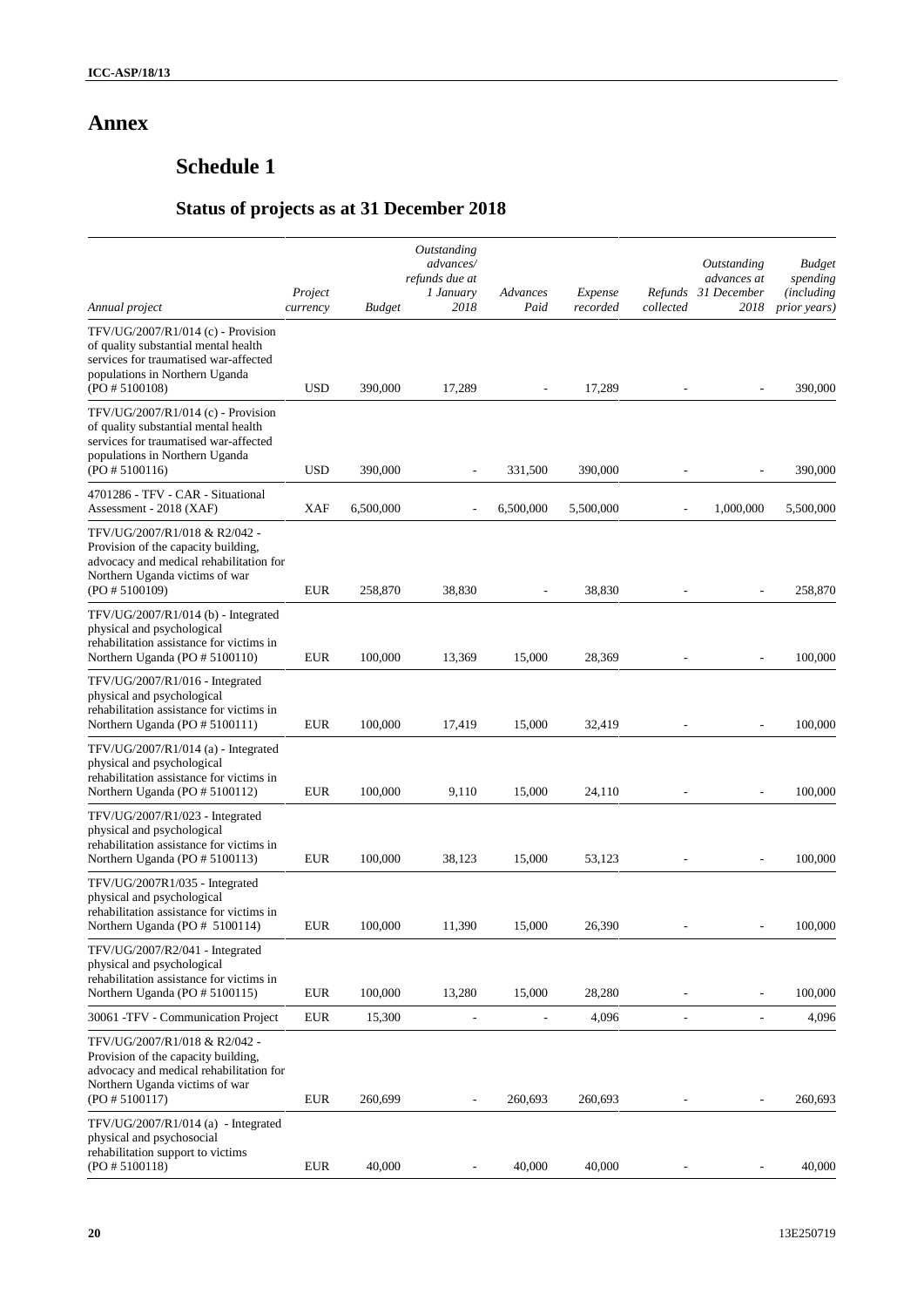# Annex

## Schedule 1

### Status of projects as at 31 December 2018

| *Annual project* | *Project currency* | *Budget* | *Outstanding advances/ refunds due at 1 January 2018* | *Advances Paid* | *Expense recorded* | *Refunds collected* | *Outstanding advances at 31 December 2018* | *Budget spending (including prior years)* |
|---|---|---|---|---|---|---|---|---|
| TFV/UG/2007/R1/014 (c) - Provision of quality substantial mental health services for traumatised war-affected populations in Northern Uganda (PO # 5100108) | USD | 390,000 | 17,289 | - | 17,289 | - | - | 390,000 |
| TFV/UG/2007/R1/014 (c) - Provision of quality substantial mental health services for traumatised war-affected populations in Northern Uganda (PO # 5100116) | USD | 390,000 | - | 331,500 | 390,000 | - | - | 390,000 |
| 4701286 - TFV - CAR - Situational Assessment - 2018 (XAF) | XAF | 6,500,000 | - | 6,500,000 | 5,500,000 | - | 1,000,000 | 5,500,000 |
| TFV/UG/2007/R1/018 & R2/042 - Provision of the capacity building, advocacy and medical rehabilitation for Northern Uganda victims of war (PO # 5100109) | EUR | 258,870 | 38,830 | - | 38,830 | - | - | 258,870 |
| TFV/UG/2007/R1/014 (b) - Integrated physical and psychological rehabilitation assistance for victims in Northern Uganda (PO # 5100110) | EUR | 100,000 | 13,369 | 15,000 | 28,369 | - | - | 100,000 |
| TFV/UG/2007/R1/016 - Integrated physical and psychological rehabilitation assistance for victims in Northern Uganda (PO # 5100111) | EUR | 100,000 | 17,419 | 15,000 | 32,419 | - | - | 100,000 |
| TFV/UG/2007/R1/014 (a) - Integrated physical and psychological rehabilitation assistance for victims in Northern Uganda (PO # 5100112) | EUR | 100,000 | 9,110 | 15,000 | 24,110 | - | - | 100,000 |
| TFV/UG/2007/R1/023 - Integrated physical and psychological rehabilitation assistance for victims in Northern Uganda (PO # 5100113) | EUR | 100,000 | 38,123 | 15,000 | 53,123 | - | - | 100,000 |
| TFV/UG/2007R1/035 - Integrated physical and psychological rehabilitation assistance for victims in Northern Uganda (PO # 5100114) | EUR | 100,000 | 11,390 | 15,000 | 26,390 | - | - | 100,000 |
| TFV/UG/2007/R2/041 - Integrated physical and psychological rehabilitation assistance for victims in Northern Uganda (PO # 5100115) | EUR | 100,000 | 13,280 | 15,000 | 28,280 | - | - | 100,000 |
| 30061 -TFV - Communication Project | EUR | 15,300 | - | - | 4,096 | - | - | 4,096 |
| TFV/UG/2007/R1/018 & R2/042 - Provision of the capacity building, advocacy and medical rehabilitation for Northern Uganda victims of war (PO # 5100117) | EUR | 260,699 | - | 260,693 | 260,693 | - | - | 260,693 |
| TFV/UG/2007/R1/014 (a) - Integrated physical and psychosocial rehabilitation support to victims (PO # 5100118) | EUR | 40,000 | - | 40,000 | 40,000 | - | - | 40,000 |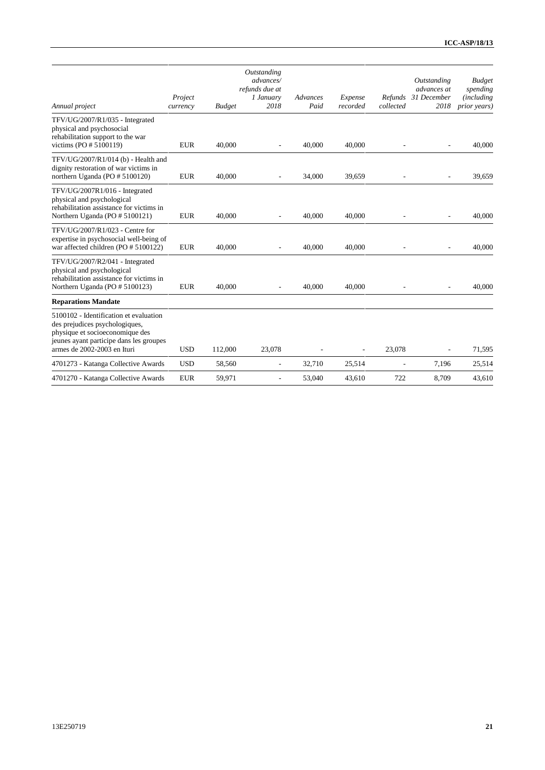| *Annual project* | *Project currency* | *Budget* | *Outstanding advances/ refunds due at 1 January 2018* | *Advances Paid* | *Expense recorded* | *Refunds collected* | *Outstanding advances at 31 December 2018* | *Budget spending (including prior years)* |
|---|---|---|---|---|---|---|---|---|
| TFV/UG/2007/R1/035 - Integrated physical and psychosocial rehabilitation support to the war victims (PO # 5100119) | EUR | 40,000 | - | 40,000 | 40,000 | - | - | 40,000 |
| TFV/UG/2007/R1/014 (b) - Health and dignity restoration of war victims in northern Uganda (PO # 5100120) | EUR | 40,000 | - | 34,000 | 39,659 | - | - | 39,659 |
| TFV/UG/2007R1/016 - Integrated physical and psychological rehabilitation assistance for victims in Northern Uganda (PO # 5100121) | EUR | 40,000 | - | 40,000 | 40,000 | - | - | 40,000 |
| TFV/UG/2007/R1/023 - Centre for expertise in psychosocial well-being of war affected children (PO # 5100122) | EUR | 40,000 | - | 40,000 | 40,000 | - | - | 40,000 |
| TFV/UG/2007/R2/041 - Integrated physical and psychological rehabilitation assistance for victims in Northern Uganda (PO # 5100123) | EUR | 40,000 | - | 40,000 | 40,000 | - | - | 40,000 |
| **Reparations Mandate** | | | | | | | | |
| 5100102 - Identification et evaluation des prejudices psychologiques, physique et socioeconomique des jeunes ayant participe dans les groupes armes de 2002-2003 en Ituri | USD | 112,000 | 23,078 | - | - | 23,078 | - | 71,595 |
| 4701273 - Katanga Collective Awards | USD | 58,560 | - | 32,710 | 25,514 | - | 7,196 | 25,514 |
| 4701270 - Katanga Collective Awards | EUR | 59,971 | - | 53,040 | 43,610 | 722 | 8,709 | 43,610 |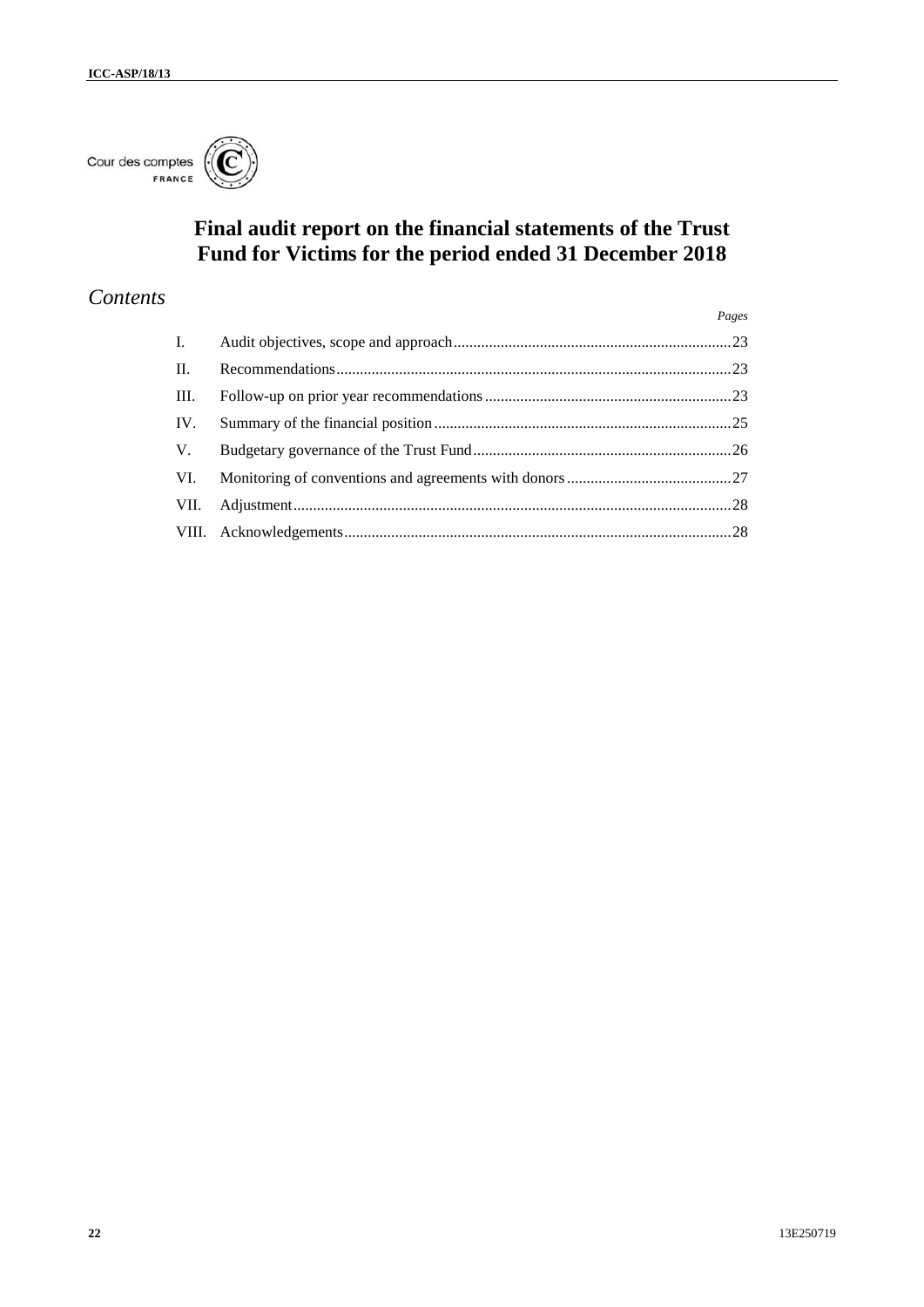Cour des comptes
FRANCE

# Final audit report on the financial statements of the Trust Fund for Victims for the period ended 31 December 2018

## *Contents*

| | | *Pages* |
|---|---|---|
| I. | Audit objectives, scope and approach | 23 |
| II. | Recommendations | 23 |
| III. | Follow-up on prior year recommendations | 23 |
| IV. | Summary of the financial position | 25 |
| V. | Budgetary governance of the Trust Fund | 26 |
| VI. | Monitoring of conventions and agreements with donors | 27 |
| VII. | Adjustment | 28 |
| VIII. | Acknowledgements | 28 |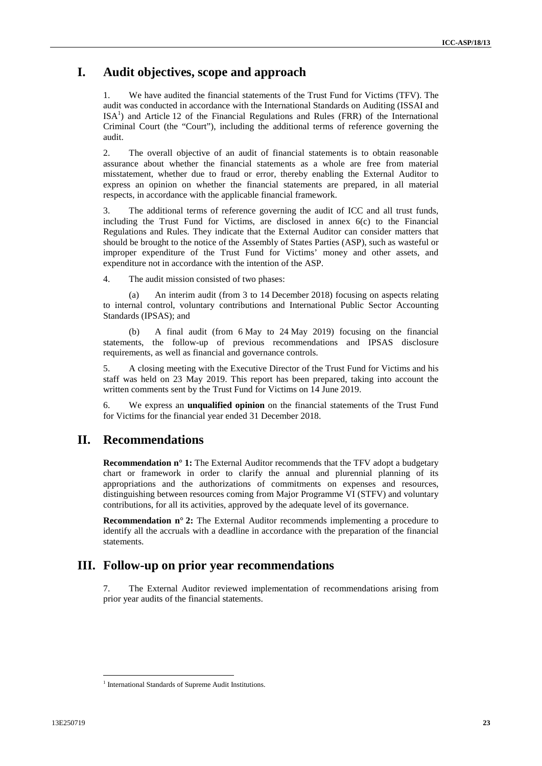# I. Audit objectives, scope and approach

1. We have audited the financial statements of the Trust Fund for Victims (TFV). The audit was conducted in accordance with the International Standards on Auditing (ISSAI and ISA[1]) and Article 12 of the Financial Regulations and Rules (FRR) of the International Criminal Court (the "Court"), including the additional terms of reference governing the audit.

2. The overall objective of an audit of financial statements is to obtain reasonable assurance about whether the financial statements as a whole are free from material misstatement, whether due to fraud or error, thereby enabling the External Auditor to express an opinion on whether the financial statements are prepared, in all material respects, in accordance with the applicable financial framework.

3. The additional terms of reference governing the audit of ICC and all trust funds, including the Trust Fund for Victims, are disclosed in annex 6(c) to the Financial Regulations and Rules. They indicate that the External Auditor can consider matters that should be brought to the notice of the Assembly of States Parties (ASP), such as wasteful or improper expenditure of the Trust Fund for Victims' money and other assets, and expenditure not in accordance with the intention of the ASP.

4. The audit mission consisted of two phases:

(a) An interim audit (from 3 to 14 December 2018) focusing on aspects relating to internal control, voluntary contributions and International Public Sector Accounting Standards (IPSAS); and

(b) A final audit (from 6 May to 24 May 2019) focusing on the financial statements, the follow-up of previous recommendations and IPSAS disclosure requirements, as well as financial and governance controls.

5. A closing meeting with the Executive Director of the Trust Fund for Victims and his staff was held on 23 May 2019. This report has been prepared, taking into account the written comments sent by the Trust Fund for Victims on 14 June 2019.

6. We express an **unqualified opinion** on the financial statements of the Trust Fund for Victims for the financial year ended 31 December 2018.

# II. Recommendations

**Recommendation n° 1:** The External Auditor recommends that the TFV adopt a budgetary chart or framework in order to clarify the annual and plurennial planning of its appropriations and the authorizations of commitments on expenses and resources, distinguishing between resources coming from Major Programme VI (STFV) and voluntary contributions, for all its activities, approved by the adequate level of its governance.

**Recommendation n° 2:** The External Auditor recommends implementing a procedure to identify all the accruals with a deadline in accordance with the preparation of the financial statements.

# III. Follow-up on prior year recommendations

7. The External Auditor reviewed implementation of recommendations arising from prior year audits of the financial statements.

[1] International Standards of Supreme Audit Institutions.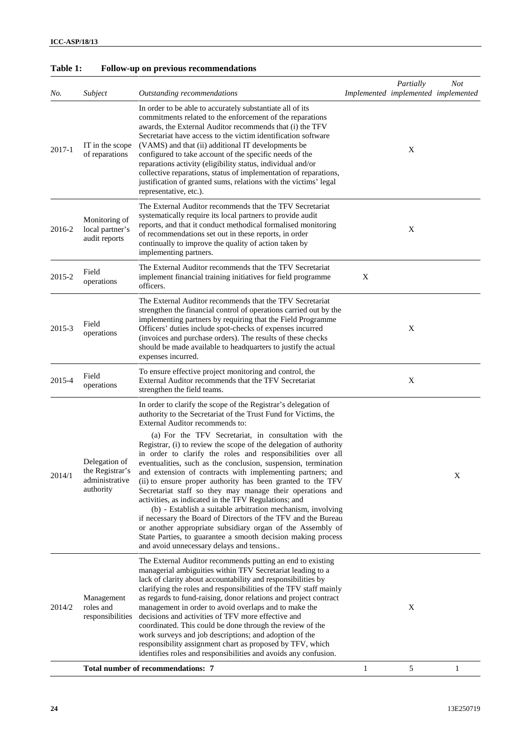**Table 1: Follow-up on previous recommendations**

| No. | Subject | Outstanding recommendations | Implemented | Partially implemented | Not implemented |
|---|---|---|---|---|---|
| 2017-1 | IT in the scope of reparations | In order to be able to accurately substantiate all of its commitments related to the enforcement of the reparations awards, the External Auditor recommends that (i) the TFV Secretariat have access to the victim identification software (VAMS) and that (ii) additional IT developments be configured to take account of the specific needs of the reparations activity (eligibility status, individual and/or collective reparations, status of implementation of reparations, justification of granted sums, relations with the victims' legal representative, etc.). | | X | |
| 2016-2 | Monitoring of local partner's audit reports | The External Auditor recommends that the TFV Secretariat systematically require its local partners to provide audit reports, and that it conduct methodical formalised monitoring of recommendations set out in these reports, in order continually to improve the quality of action taken by implementing partners. | | X | |
| 2015-2 | Field operations | The External Auditor recommends that the TFV Secretariat implement financial training initiatives for field programme officers. | X | | |
| 2015-3 | Field operations | The External Auditor recommends that the TFV Secretariat strengthen the financial control of operations carried out by the implementing partners by requiring that the Field Programme Officers' duties include spot-checks of expenses incurred (invoices and purchase orders). The results of these checks should be made available to headquarters to justify the actual expenses incurred. | | X | |
| 2015-4 | Field operations | To ensure effective project monitoring and control, the External Auditor recommends that the TFV Secretariat strengthen the field teams. | | X | |
| 2014/1 | Delegation of the Registrar's administrative authority | In order to clarify the scope of the Registrar's delegation of authority to the Secretariat of the Trust Fund for Victims, the External Auditor recommends to: (a) For the TFV Secretariat, in consultation with the Registrar, (i) to review the scope of the delegation of authority in order to clarify the roles and responsibilities over all eventualities, such as the conclusion, suspension, termination and extension of contracts with implementing partners; and (ii) to ensure proper authority has been granted to the TFV Secretariat staff so they may manage their operations and activities, as indicated in the TFV Regulations; and (b) - Establish a suitable arbitration mechanism, involving if necessary the Board of Directors of the TFV and the Bureau or another appropriate subsidiary organ of the Assembly of State Parties, to guarantee a smooth decision making process and avoid unnecessary delays and tensions.. | | | X |
| 2014/2 | Management roles and responsibilities | The External Auditor recommends putting an end to existing managerial ambiguities within TFV Secretariat leading to a lack of clarity about accountability and responsibilities by clarifying the roles and responsibilities of the TFV staff mainly as regards to fund-raising, donor relations and project contract management in order to avoid overlaps and to make the decisions and activities of TFV more effective and coordinated. This could be done through the review of the work surveys and job descriptions; and adoption of the responsibility assignment chart as proposed by TFV, which identifies roles and responsibilities and avoids any confusion. | | X | |
| | **Total number of recommendations: 7** | | 1 | 5 | 1 |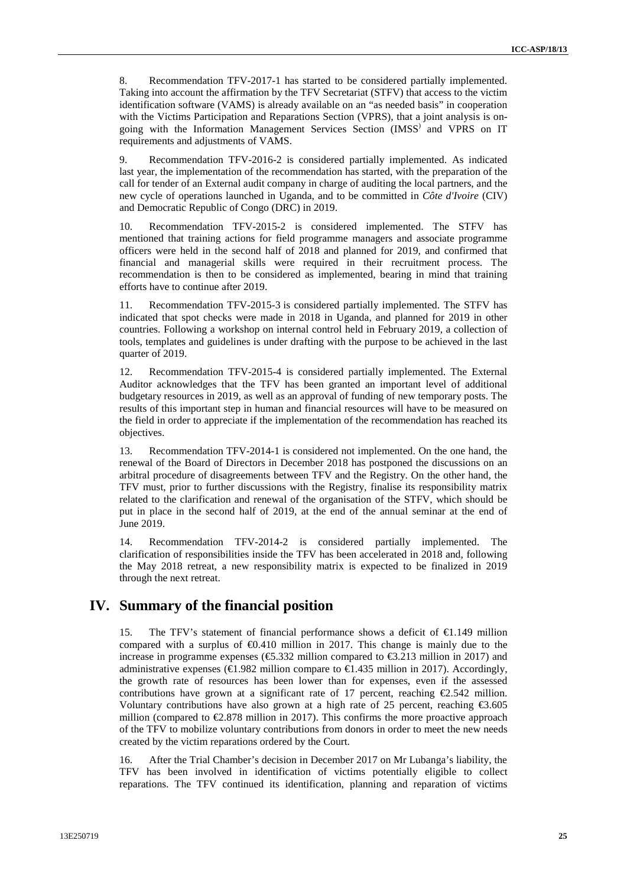8. Recommendation TFV-2017-1 has started to be considered partially implemented. Taking into account the affirmation by the TFV Secretariat (STFV) that access to the victim identification software (VAMS) is already available on an "as needed basis" in cooperation with the Victims Participation and Reparations Section (VPRS), that a joint analysis is on-going with the Information Management Services Section (IMSS) and VPRS on IT requirements and adjustments of VAMS.

9. Recommendation TFV-2016-2 is considered partially implemented. As indicated last year, the implementation of the recommendation has started, with the preparation of the call for tender of an External audit company in charge of auditing the local partners, and the new cycle of operations launched in Uganda, and to be committed in *Côte d'Ivoire* (CIV) and Democratic Republic of Congo (DRC) in 2019.

10. Recommendation TFV-2015-2 is considered implemented. The STFV has mentioned that training actions for field programme managers and associate programme officers were held in the second half of 2018 and planned for 2019, and confirmed that financial and managerial skills were required in their recruitment process. The recommendation is then to be considered as implemented, bearing in mind that training efforts have to continue after 2019.

11. Recommendation TFV-2015-3 is considered partially implemented. The STFV has indicated that spot checks were made in 2018 in Uganda, and planned for 2019 in other countries. Following a workshop on internal control held in February 2019, a collection of tools, templates and guidelines is under drafting with the purpose to be achieved in the last quarter of 2019.

12. Recommendation TFV-2015-4 is considered partially implemented. The External Auditor acknowledges that the TFV has been granted an important level of additional budgetary resources in 2019, as well as an approval of funding of new temporary posts. The results of this important step in human and financial resources will have to be measured on the field in order to appreciate if the implementation of the recommendation has reached its objectives.

13. Recommendation TFV-2014-1 is considered not implemented. On the one hand, the renewal of the Board of Directors in December 2018 has postponed the discussions on an arbitral procedure of disagreements between TFV and the Registry. On the other hand, the TFV must, prior to further discussions with the Registry, finalise its responsibility matrix related to the clarification and renewal of the organisation of the STFV, which should be put in place in the second half of 2019, at the end of the annual seminar at the end of June 2019.

14. Recommendation TFV-2014-2 is considered partially implemented. The clarification of responsibilities inside the TFV has been accelerated in 2018 and, following the May 2018 retreat, a new responsibility matrix is expected to be finalized in 2019 through the next retreat.

# IV. Summary of the financial position

15. The TFV's statement of financial performance shows a deficit of €1.149 million compared with a surplus of €0.410 million in 2017. This change is mainly due to the increase in programme expenses (€5.332 million compared to €3.213 million in 2017) and administrative expenses (€1.982 million compare to €1.435 million in 2017). Accordingly, the growth rate of resources has been lower than for expenses, even if the assessed contributions have grown at a significant rate of 17 percent, reaching €2.542 million. Voluntary contributions have also grown at a high rate of 25 percent, reaching €3.605 million (compared to €2.878 million in 2017). This confirms the more proactive approach of the TFV to mobilize voluntary contributions from donors in order to meet the new needs created by the victim reparations ordered by the Court.

16. After the Trial Chamber's decision in December 2017 on Mr Lubanga's liability, the TFV has been involved in identification of victims potentially eligible to collect reparations. The TFV continued its identification, planning and reparation of victims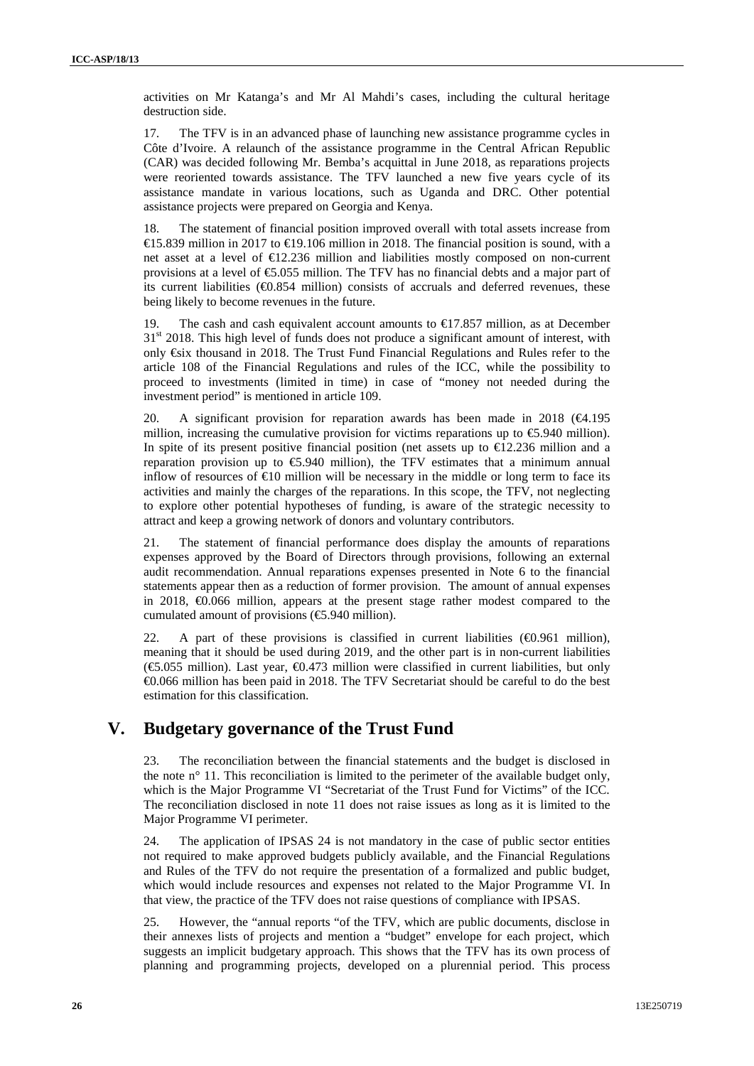activities on Mr Katanga's and Mr Al Mahdi's cases, including the cultural heritage destruction side.

17. The TFV is in an advanced phase of launching new assistance programme cycles in Côte d'Ivoire. A relaunch of the assistance programme in the Central African Republic (CAR) was decided following Mr. Bemba's acquittal in June 2018, as reparations projects were reoriented towards assistance. The TFV launched a new five years cycle of its assistance mandate in various locations, such as Uganda and DRC. Other potential assistance projects were prepared on Georgia and Kenya.

18. The statement of financial position improved overall with total assets increase from €15.839 million in 2017 to €19.106 million in 2018. The financial position is sound, with a net asset at a level of €12.236 million and liabilities mostly composed on non-current provisions at a level of €5.055 million. The TFV has no financial debts and a major part of its current liabilities (€0.854 million) consists of accruals and deferred revenues, these being likely to become revenues in the future.

19. The cash and cash equivalent account amounts to €17.857 million, as at December 31st 2018. This high level of funds does not produce a significant amount of interest, with only €six thousand in 2018. The Trust Fund Financial Regulations and Rules refer to the article 108 of the Financial Regulations and rules of the ICC, while the possibility to proceed to investments (limited in time) in case of "money not needed during the investment period" is mentioned in article 109.

20. A significant provision for reparation awards has been made in 2018 (€4.195 million, increasing the cumulative provision for victims reparations up to €5.940 million). In spite of its present positive financial position (net assets up to €12.236 million and a reparation provision up to €5.940 million), the TFV estimates that a minimum annual inflow of resources of €10 million will be necessary in the middle or long term to face its activities and mainly the charges of the reparations. In this scope, the TFV, not neglecting to explore other potential hypotheses of funding, is aware of the strategic necessity to attract and keep a growing network of donors and voluntary contributors.

21. The statement of financial performance does display the amounts of reparations expenses approved by the Board of Directors through provisions, following an external audit recommendation. Annual reparations expenses presented in Note 6 to the financial statements appear then as a reduction of former provision. The amount of annual expenses in 2018, €0.066 million, appears at the present stage rather modest compared to the cumulated amount of provisions (€5.940 million).

22. A part of these provisions is classified in current liabilities (€0.961 million), meaning that it should be used during 2019, and the other part is in non-current liabilities (€5.055 million). Last year, €0.473 million were classified in current liabilities, but only €0.066 million has been paid in 2018. The TFV Secretariat should be careful to do the best estimation for this classification.

# V. Budgetary governance of the Trust Fund

23. The reconciliation between the financial statements and the budget is disclosed in the note n° 11. This reconciliation is limited to the perimeter of the available budget only, which is the Major Programme VI "Secretariat of the Trust Fund for Victims" of the ICC. The reconciliation disclosed in note 11 does not raise issues as long as it is limited to the Major Programme VI perimeter.

24. The application of IPSAS 24 is not mandatory in the case of public sector entities not required to make approved budgets publicly available, and the Financial Regulations and Rules of the TFV do not require the presentation of a formalized and public budget, which would include resources and expenses not related to the Major Programme VI. In that view, the practice of the TFV does not raise questions of compliance with IPSAS.

25. However, the "annual reports "of the TFV, which are public documents, disclose in their annexes lists of projects and mention a "budget" envelope for each project, which suggests an implicit budgetary approach. This shows that the TFV has its own process of planning and programming projects, developed on a plurennial period. This process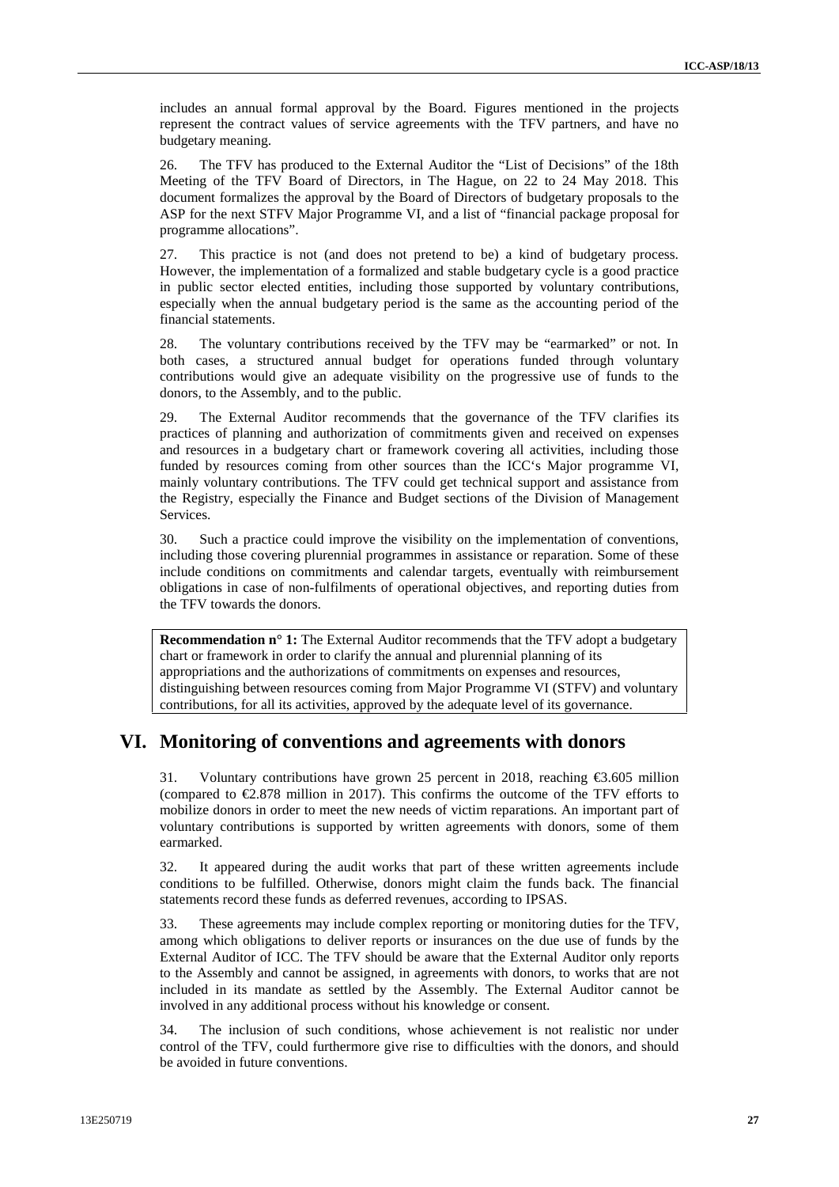includes an annual formal approval by the Board. Figures mentioned in the projects represent the contract values of service agreements with the TFV partners, and have no budgetary meaning.

26. The TFV has produced to the External Auditor the "List of Decisions" of the 18th Meeting of the TFV Board of Directors, in The Hague, on 22 to 24 May 2018. This document formalizes the approval by the Board of Directors of budgetary proposals to the ASP for the next STFV Major Programme VI, and a list of "financial package proposal for programme allocations".

27. This practice is not (and does not pretend to be) a kind of budgetary process. However, the implementation of a formalized and stable budgetary cycle is a good practice in public sector elected entities, including those supported by voluntary contributions, especially when the annual budgetary period is the same as the accounting period of the financial statements.

28. The voluntary contributions received by the TFV may be "earmarked" or not. In both cases, a structured annual budget for operations funded through voluntary contributions would give an adequate visibility on the progressive use of funds to the donors, to the Assembly, and to the public.

29. The External Auditor recommends that the governance of the TFV clarifies its practices of planning and authorization of commitments given and received on expenses and resources in a budgetary chart or framework covering all activities, including those funded by resources coming from other sources than the ICC's Major programme VI, mainly voluntary contributions. The TFV could get technical support and assistance from the Registry, especially the Finance and Budget sections of the Division of Management Services.

30. Such a practice could improve the visibility on the implementation of conventions, including those covering plurennial programmes in assistance or reparation. Some of these include conditions on commitments and calendar targets, eventually with reimbursement obligations in case of non-fulfilments of operational objectives, and reporting duties from the TFV towards the donors.

**Recommendation n° 1:** The External Auditor recommends that the TFV adopt a budgetary chart or framework in order to clarify the annual and plurennial planning of its appropriations and the authorizations of commitments on expenses and resources, distinguishing between resources coming from Major Programme VI (STFV) and voluntary contributions, for all its activities, approved by the adequate level of its governance.

# VI. Monitoring of conventions and agreements with donors

31. Voluntary contributions have grown 25 percent in 2018, reaching €3.605 million (compared to €2.878 million in 2017). This confirms the outcome of the TFV efforts to mobilize donors in order to meet the new needs of victim reparations. An important part of voluntary contributions is supported by written agreements with donors, some of them earmarked.

32. It appeared during the audit works that part of these written agreements include conditions to be fulfilled. Otherwise, donors might claim the funds back. The financial statements record these funds as deferred revenues, according to IPSAS.

33. These agreements may include complex reporting or monitoring duties for the TFV, among which obligations to deliver reports or insurances on the due use of funds by the External Auditor of ICC. The TFV should be aware that the External Auditor only reports to the Assembly and cannot be assigned, in agreements with donors, to works that are not included in its mandate as settled by the Assembly. The External Auditor cannot be involved in any additional process without his knowledge or consent.

34. The inclusion of such conditions, whose achievement is not realistic nor under control of the TFV, could furthermore give rise to difficulties with the donors, and should be avoided in future conventions.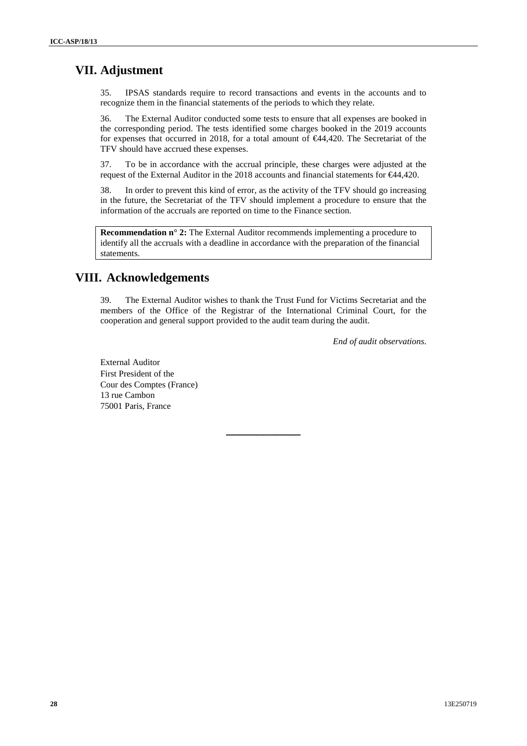## VII. Adjustment

35. IPSAS standards require to record transactions and events in the accounts and to recognize them in the financial statements of the periods to which they relate.

36. The External Auditor conducted some tests to ensure that all expenses are booked in the corresponding period. The tests identified some charges booked in the 2019 accounts for expenses that occurred in 2018, for a total amount of €44,420. The Secretariat of the TFV should have accrued these expenses.

37. To be in accordance with the accrual principle, these charges were adjusted at the request of the External Auditor in the 2018 accounts and financial statements for €44,420.

38. In order to prevent this kind of error, as the activity of the TFV should go increasing in the future, the Secretariat of the TFV should implement a procedure to ensure that the information of the accruals are reported on time to the Finance section.

**Recommendation n° 2:** The External Auditor recommends implementing a procedure to identify all the accruals with a deadline in accordance with the preparation of the financial statements.

## VIII. Acknowledgements

39. The External Auditor wishes to thank the Trust Fund for Victims Secretariat and the members of the Office of the Registrar of the International Criminal Court, for the cooperation and general support provided to the audit team during the audit.

*End of audit observations.*

External Auditor
First President of the
Cour des Comptes (France)
13 rue Cambon
75001 Paris, France

---